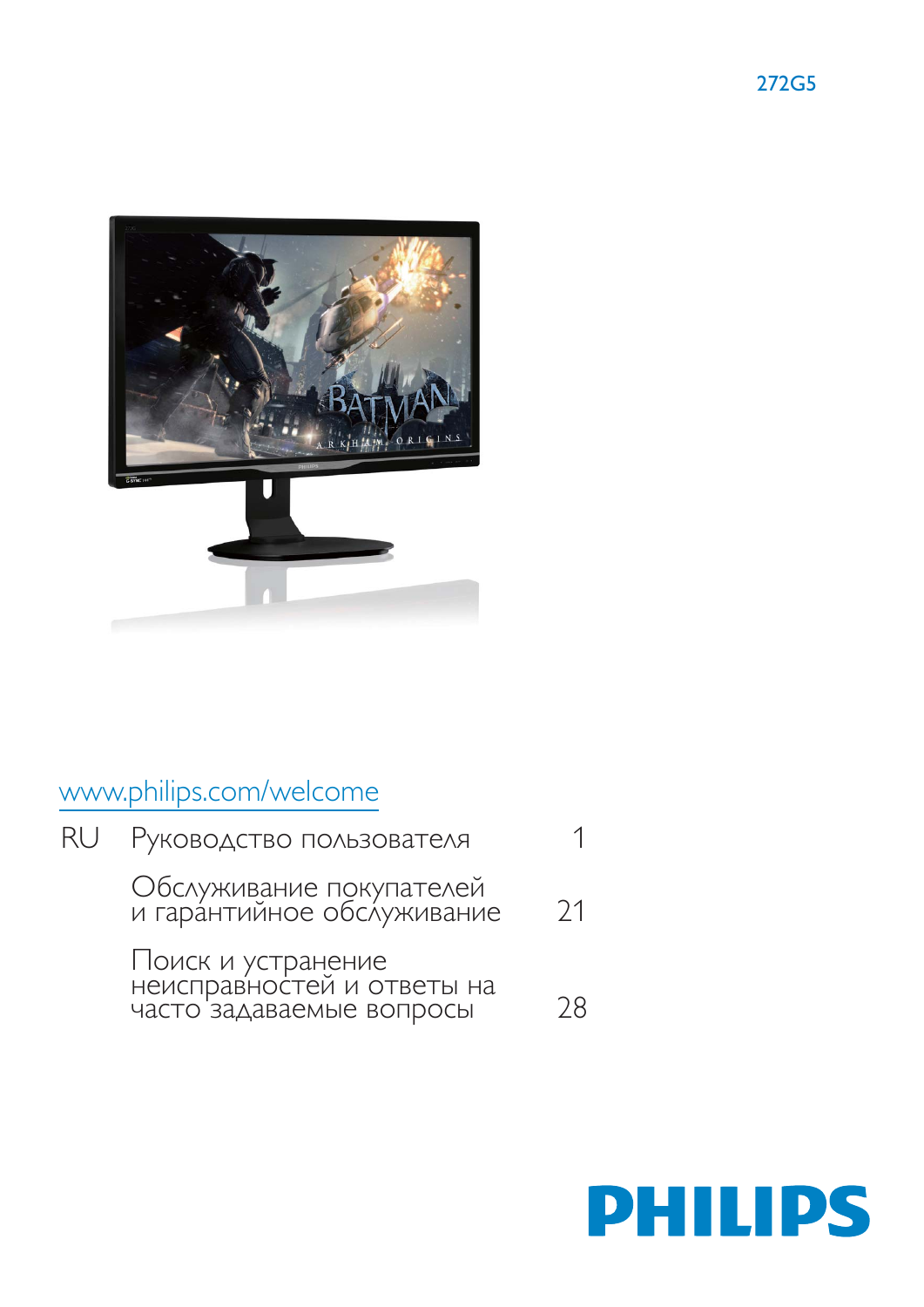272G5

www.philips.com/welcome

| RU | Руководство пользователя | 1 |
| --- | --- | --- |
| | Обслуживание покупателей и гарантийное обслуживание | 21 |
| | Поиск и устранение неисправностей и ответы на часто задаваемые вопросы | 28 |

PHILIPS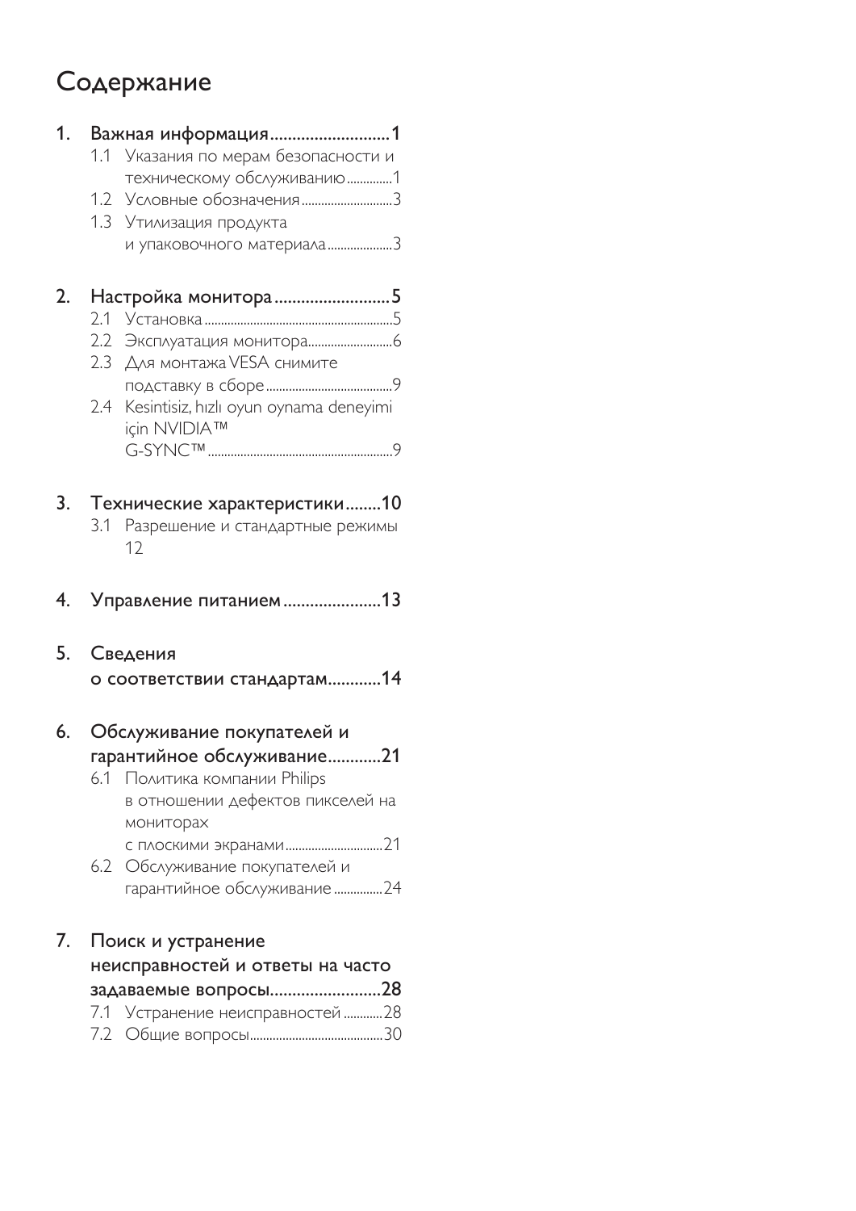# Содержание

1. **Важная информация..........................1**
    - 1.1 Указания по мерам безопасности и техническому обслуживанию..............1
    - 1.2 Условные обозначения............................3
    - 1.3 Утилизация продукта и упаковочного материала....................3

2. **Настройка монитора.........................5**
    - 2.1 Установка..........................................................5
    - 2.2 Эксплуатация монитора..........................6
    - 2.3 Для монтажа VESA снимите подставку в сборе.......................................9
    - 2.4 Kesintisiz, hızlı oyun oynama deneyimi için NVIDIA™ G-SYNC™........................................................9

3. **Технические характеристики........10**
    - 3.1 Разрешение и стандартные режимы 12

4. **Управление питанием.....................13**

5. **Сведения о соответствии стандартам...........14**

6. **Обслуживание покупателей и гарантийное обслуживание...........21**
    - 6.1 Политика компании Philips в отношении дефектов пикселей на мониторах с плоскими экранами..............................21
    - 6.2 Обслуживание покупателей и гарантийное обслуживание ...............24

7. **Поиск и устранение неисправностей и ответы на часто задаваемые вопросы........................28**
    - 7.1 Устранение неисправностей ............28
    - 7.2 Общие вопросы.........................................30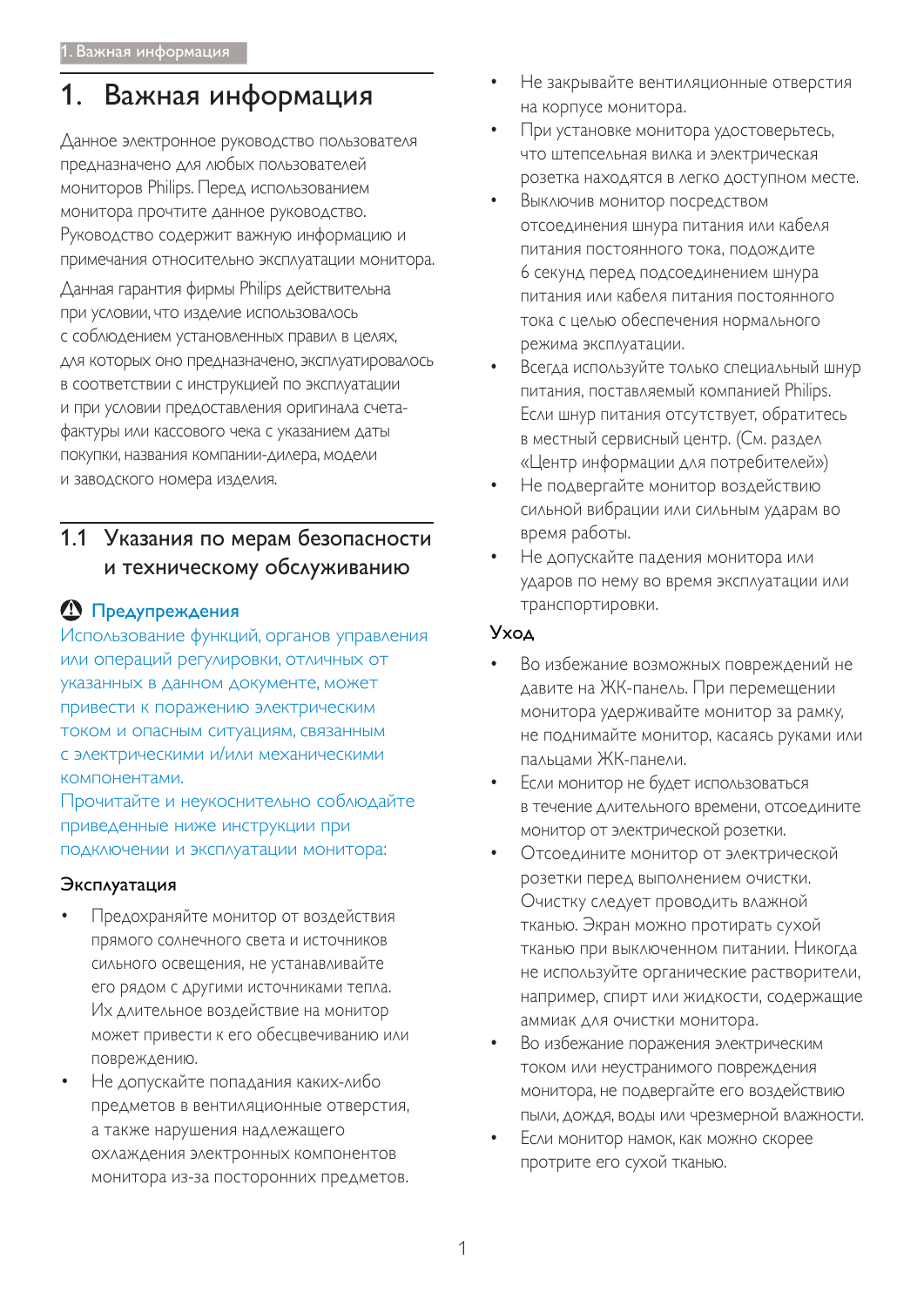# 1. Важная информация

Данное электронное руководство пользователя предназначено для любых пользователей мониторов Philips. Перед использованием монитора прочтите данное руководство. Руководство содержит важную информацию и примечания относительно эксплуатации монитора.

Данная гарантия фирмы Philips действительна при условии, что изделие использовалось с соблюдением установленных правил в целях, для которых оно предназначено, эксплуатировалось в соответствии с инструкцией по эксплуатации и при условии предоставления оригинала счета-фактуры или кассового чека с указанием даты покупки, названия компании-дилера, модели и заводского номера изделия.

## 1.1 Указания по мерам безопасности и техническому обслуживанию

### Предупреждения

Использование функций, органов управления или операций регулировки, отличных от указанных в данном документе, может привести к поражению электрическим током и опасным ситуациям, связанным с электрическими и/или механическими компонентами.

Прочитайте и неукоснительно соблюдайте приведенные ниже инструкции при подключении и эксплуатации монитора:

### Эксплуатация

- Предохраняйте монитор от воздействия прямого солнечного света и источников сильного освещения, не устанавливайте его рядом с другими источниками тепла. Их длительное воздействие на монитор может привести к его обесцвечиванию или повреждению.
- Не допускайте попадания каких-либо предметов в вентиляционные отверстия, а также нарушения надлежащего охлаждения электронных компонентов монитора из-за посторонних предметов.
- Не закрывайте вентиляционные отверстия на корпусе монитора.
- При установке монитора удостоверьтесь, что штепсельная вилка и электрическая розетка находятся в легко доступном месте.
- Выключив монитор посредством отсоединения шнура питания или кабеля питания постоянного тока, подождите 6 секунд перед подсоединением шнура питания или кабеля питания постоянного тока с целью обеспечения нормального режима эксплуатации.
- Всегда используйте только специальный шнур питания, поставляемый компанией Philips. Если шнур питания отсутствует, обратитесь в местный сервисный центр. (См. раздел «Центр информации для потребителей»)
- Не подвергайте монитор воздействию сильной вибрации или сильным ударам во время работы.
- Не допускайте падения монитора или ударов по нему во время эксплуатации или транспортировки.

### Уход

- Во избежание возможных повреждений не давите на ЖК-панель. При перемещении монитора удерживайте монитор за рамку, не поднимайте монитор, касаясь руками или пальцами ЖК-панели.
- Если монитор не будет использоваться в течение длительного времени, отсоедините монитор от электрической розетки.
- Отсоедините монитор от электрической розетки перед выполнением очистки. Очистку следует проводить влажной тканью. Экран можно протирать сухой тканью при выключенном питании. Никогда не используйте органические растворители, например, спирт или жидкости, содержащие аммиак для очистки монитора.
- Во избежание поражения электрическим током или неустранимого повреждения монитора, не подвергайте его воздействию пыли, дождя, воды или чрезмерной влажности.
- Если монитор намок, как можно скорее протрите его сухой тканью.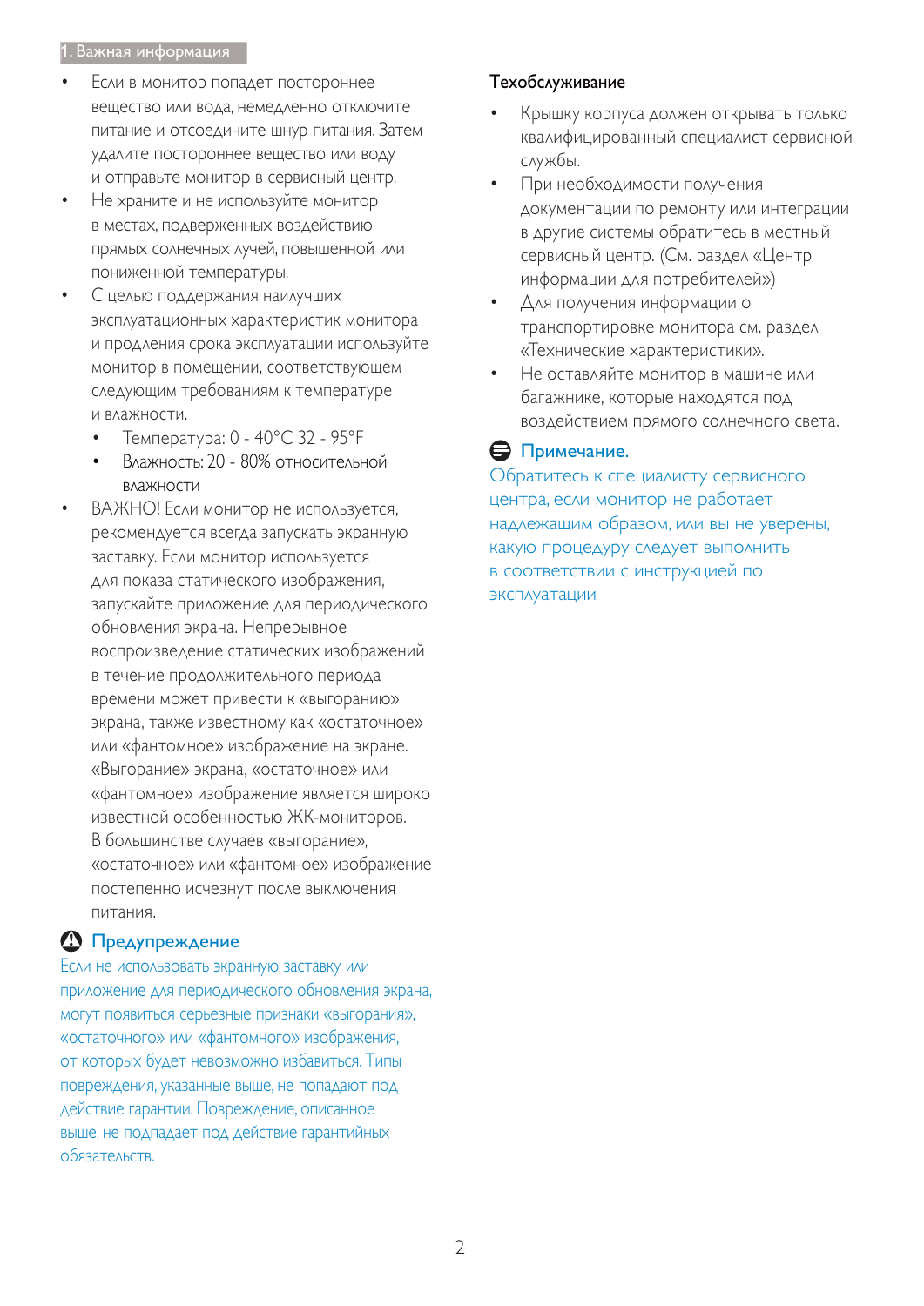- Если в монитор попадет постороннее вещество или вода, немедленно отключите питание и отсоедините шнур питания. Затем удалите постороннее вещество или воду и отправьте монитор в сервисный центр.
- Не храните и не используйте монитор в местах, подверженных воздействию прямых солнечных лучей, повышенной или пониженной температуры.
- С целью поддержания наилучших эксплуатационных характеристик монитора и продления срока эксплуатации используйте монитор в помещении, соответствующем следующим требованиям к температуре и влажности.
  - Температура: 0 - 40°C 32 - 95°F
  - Влажность: 20 - 80% относительной влажности
- ВАЖНО! Если монитор не используется, рекомендуется всегда запускать экранную заставку. Если монитор используется для показа статического изображения, запускайте приложение для периодического обновления экрана. Непрерывное воспроизведение статических изображений в течение продолжительного периода времени может привести к «выгоранию» экрана, также известному как «остаточное» или «фантомное» изображение на экране. «Выгорание» экрана, «остаточное» или «фантомное» изображение является широко известной особенностью ЖК-мониторов. В большинстве случаев «выгорание», «остаточное» или «фантомное» изображение постепенно исчезнут после выключения питания.

**Предупреждение**

Если не использовать экранную заставку или приложение для периодического обновления экрана, могут появиться серьезные признаки «выгорания», «остаточного» или «фантомного» изображения, от которых будет невозможно избавиться. Типы повреждения, указанные выше, не попадают под действие гарантии. Повреждение, описанное выше, не подпадает под действие гарантийных обязательств.

### Техобслуживание

- Крышку корпуса должен открывать только квалифицированный специалист сервисной службы.
- При необходимости получения документации по ремонту или интеграции в другие системы обратитесь в местный сервисный центр. (См. раздел «Центр информации для потребителей»)
- Для получения информации о транспортировке монитора см. раздел «Технические характеристики».
- Не оставляйте монитор в машине или багажнике, которые находятся под воздействием прямого солнечного света.

**Примечание.**

Обратитесь к специалисту сервисного центра, если монитор не работает надлежащим образом, или вы не уверены, какую процедуру следует выполнить в соответствии с инструкцией по эксплуатации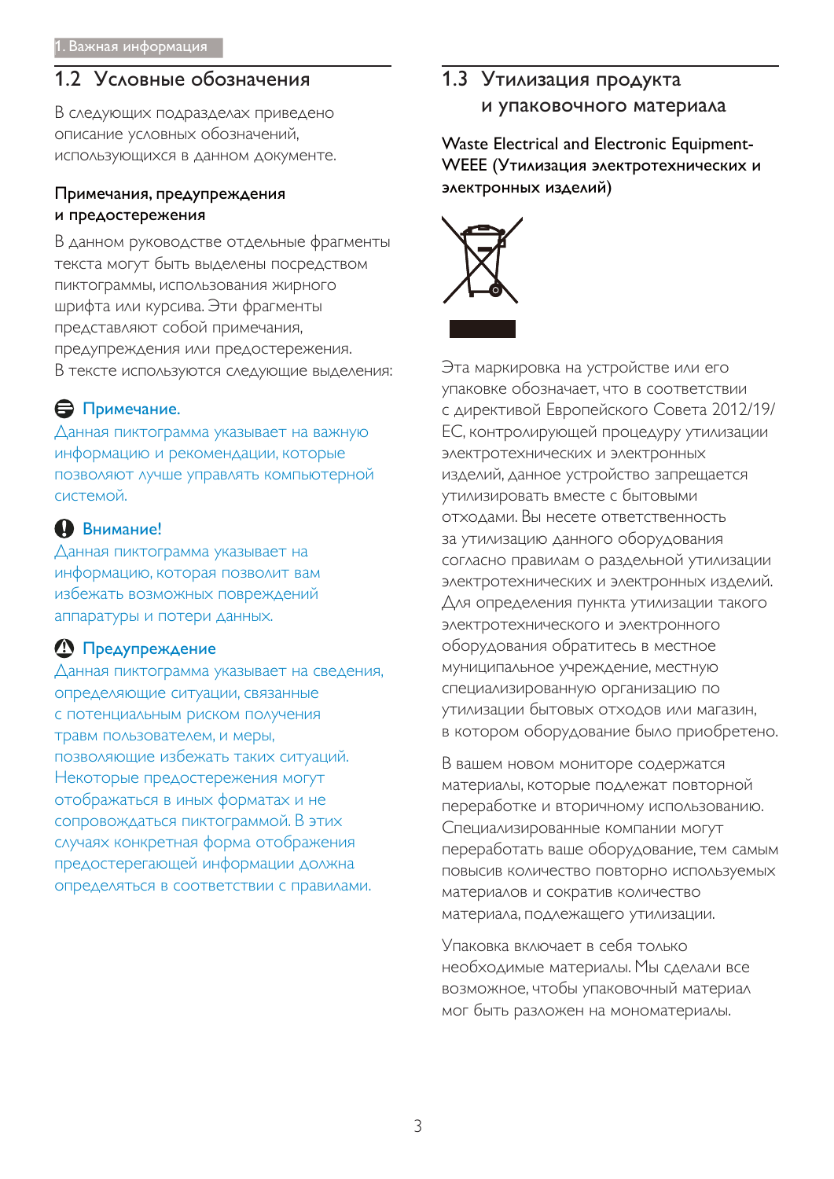## 1.2 Условные обозначения

В следующих подразделах приведено описание условных обозначений, использующихся в данном документе.

### Примечания, предупреждения и предостережения

В данном руководстве отдельные фрагменты текста могут быть выделены посредством пиктограммы, использования жирного шрифта или курсива. Эти фрагменты представляют собой примечания, предупреждения или предостережения. В тексте используются следующие выделения:

**Примечание.**

Данная пиктограмма указывает на важную информацию и рекомендации, которые позволяют лучше управлять компьютерной системой.

**Внимание!**

Данная пиктограмма указывает на информацию, которая позволит вам избежать возможных повреждений аппаратуры и потери данных.

**Предупреждение**

Данная пиктограмма указывает на сведения, определяющие ситуации, связанные с потенциальным риском получения травм пользователем, и меры, позволяющие избежать таких ситуаций. Некоторые предостережения могут отображаться в иных форматах и не сопровождаться пиктограммой. В этих случаях конкретная форма отображения предостерегающей информации должна определяться в соответствии с правилами.

## 1.3 Утилизация продукта и упаковочного материала

**Waste Electrical and Electronic Equipment-WEEE (Утилизация электротехнических и электронных изделий)**

Эта маркировка на устройстве или его упаковке обозначает, что в соответствии с директивой Европейского Совета 2012/19/ЕС, контролирующей процедуру утилизации электротехнических и электронных изделий, данное устройство запрещается утилизировать вместе с бытовыми отходами. Вы несете ответственность за утилизацию данного оборудования согласно правилам о раздельной утилизации электротехнических и электронных изделий. Для определения пункта утилизации такого электротехнического и электронного оборудования обратитесь в местное муниципальное учреждение, местную специализированную организацию по утилизации бытовых отходов или магазин, в котором оборудование было приобретено.

В вашем новом мониторе содержатся материалы, которые подлежат повторной переработке и вторичному использованию. Специализированные компании могут переработать ваше оборудование, тем самым повысив количество повторно используемых материалов и сократив количество материала, подлежащего утилизации.

Упаковка включает в себя только необходимые материалы. Мы сделали все возможное, чтобы упаковочный материал мог быть разложен на монbackматериалы.

## 1.2 Условные обозначения

В следующих подразделах приведено описание условных обозначений, использующихся в данном документе.

### Примечания, предупреждения и предостережения

В данном руководстве отдельные фрагменты текста могут быть выделены посредством пиктограммы, использования жирного шрифта или курсива. Эти фрагменты представляют собой примечания, предупреждения или предостережения. В тексте используются следующие выделения:

**Примечание.**

Данная пиктограмма указывает на важную информацию и рекомендации, которые позволяют лучше управлять компьютерной системой.

**Внимание!**

Данная пиктограмма указывает на информацию, которая позволит вам избежать возможных повреждений аппаратуры и потери данных.

**Предупреждение**

Данная пиктограмма указывает на сведения, определяющие ситуации, связанные с потенциальным риском получения травм пользователем, и меры, позволяющие избежать таких ситуаций. Некоторые предостережения могут отображаться в иных форматах и не сопровождаться пиктограммой. В этих случаях конкретная форма отображения предостерегающей информации должна определяться в соответствии с правилами.

## 1.3 Утилизация продукта и упаковочного материала

**Waste Electrical and Electronic Equipment-WEEE (Утилизация электротехнических и электронных изделий)**

Эта маркировка на устройстве или его упаковке обозначает, что в соответствии с директивой Европейского Совета 2012/19/ЕС, контролирующей процедуру утилизации электротехнических и электронных изделий, данное устройство запрещается утилизировать вместе с бытовыми отходами. Вы несете ответственность за утилизацию данного оборудования согласно правилам о раздельной утилизации электротехнических и электронных изделий. Для определения пункта утилизации такого электротехнического и электронного оборудования обратитесь в местное муниципальное учреждение, местную специализированную организацию по утилизации бытовых отходов или магазин, в котором оборудование было приобретено.

В вашем новом мониторе содержатся материалы, которые подлежат повторной переработке и вторичному использованию. Специализированные компании могут переработать ваше оборудование, тем самым повысив количество повторно используемых материалов и сократив количество материала, подлежащего утилизации.

Упаковка включает в себя только необходимые материалы. Мы сделали все возможное, чтобы упаковочный материал мог быть разложен на мономатериалы.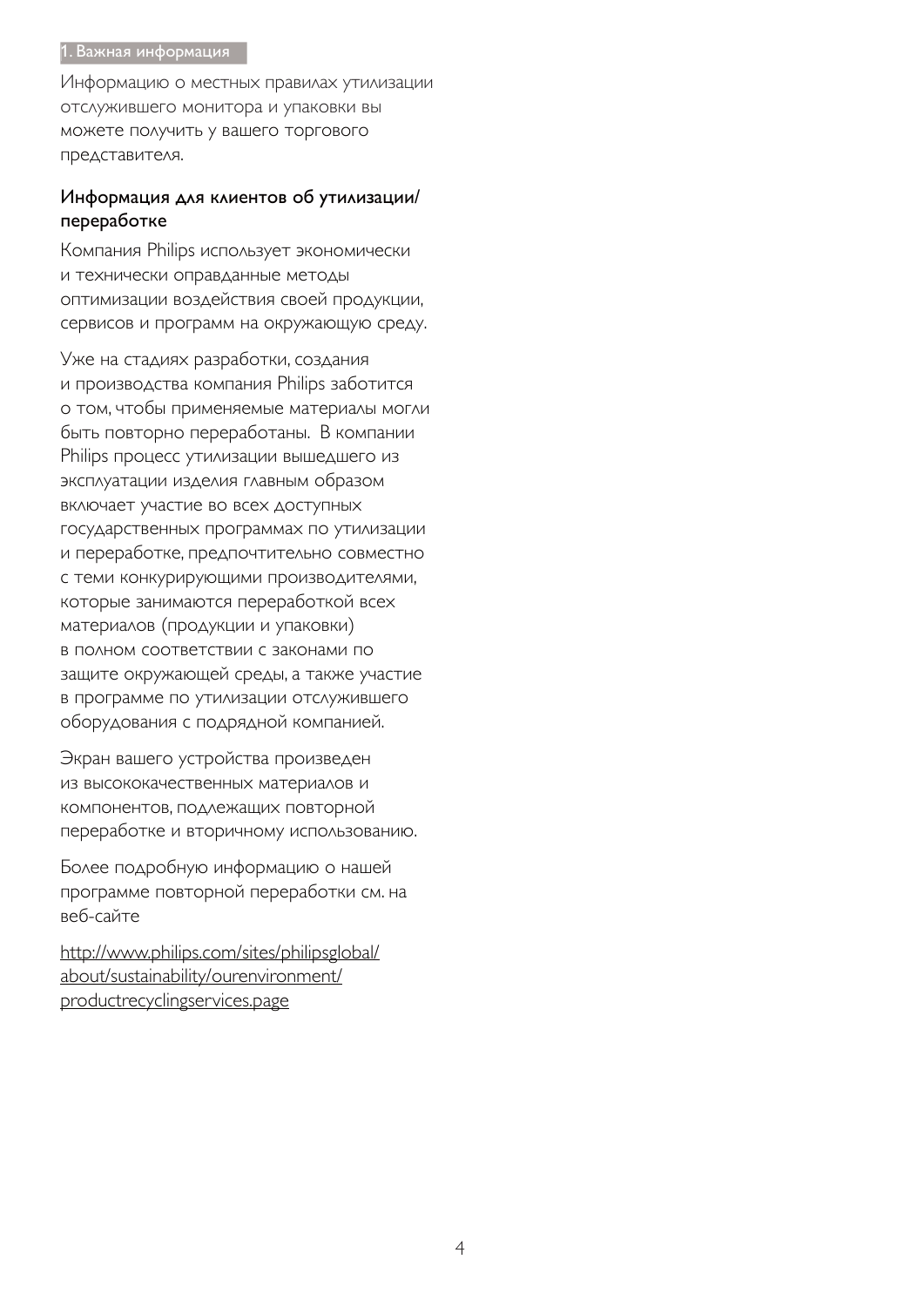Информацию о местных правилах утилизации отслужившего монитора и упаковки вы можете получить у вашего торгового представителя.

## Информация для клиентов об утилизации/переработке

Компания Philips использует экономически и технически оправданные методы оптимизации воздействия своей продукции, сервисов и программ на окружающую среду.

Уже на стадиях разработки, создания и производства компания Philips заботится о том, чтобы применяемые материалы могли быть повторно переработаны. В компании Philips процесс утилизации вышедшего из эксплуатации изделия главным образом включает участие во всех доступных государственных программах по утилизации и переработке, предпочтительно совместно с теми конкурирующими производителями, которые занимаются переработкой всех материалов (продукции и упаковки) в полном соответствии с законами по защите окружающей среды, а также участие в программе по утилизации отслужившего оборудования с подрядной компанией.

Экран вашего устройства произведен из высококачественных материалов и компонентов, подлежащих повторной переработке и вторичному использованию.

Более подробную информацию о нашей программе повторной переработки см. на веб-сайте

http://www.philips.com/sites/philipsglobal/about/sustainability/ourenvironment/productrecyclingservices.page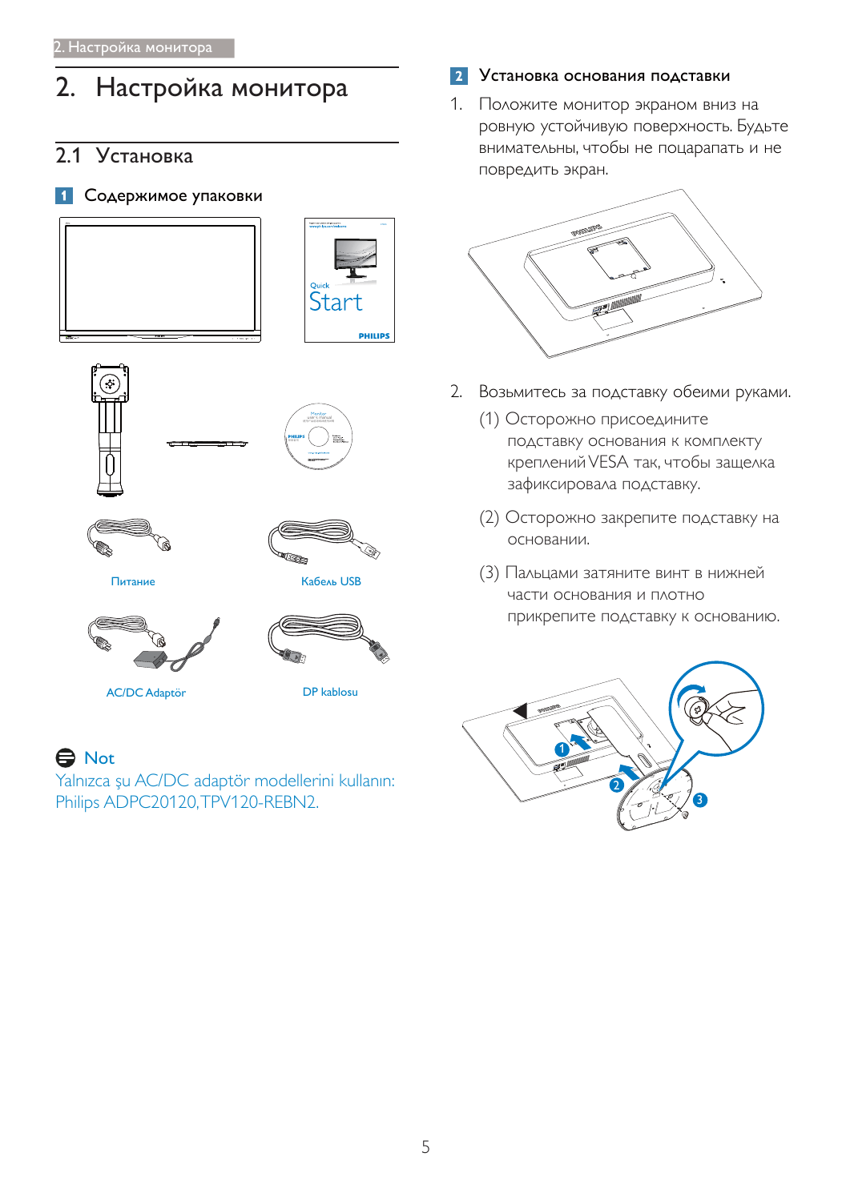# 2. Настройка монитора

## 2.1 Установка

### 1 Содержимое упаковки

Питание

Кабель USB

AC/DC Adaptör

DP kablosu

**Not**

Yalnızca şu AC/DC adaptör modellerini kullanın: Philips ADPC20120,TPV120-REBN2.

### 2 Установка основания подставки

1. Положите монитор экраном вниз на ровную устойчивую поверхность. Будьте внимательны, чтобы не поцарапать и не повредить экран.

2. Возьмитесь за подставку обеими руками.

   (1) Осторожно присоедините подставку основания к комплекту креплений VESA так, чтобы защелка зафиксировала подставку.

   (2) Осторожно закрепите подставку на основании.

   (3) Пальцами затяните винт в нижней части основания и плотно прикрепите подставку к основанию.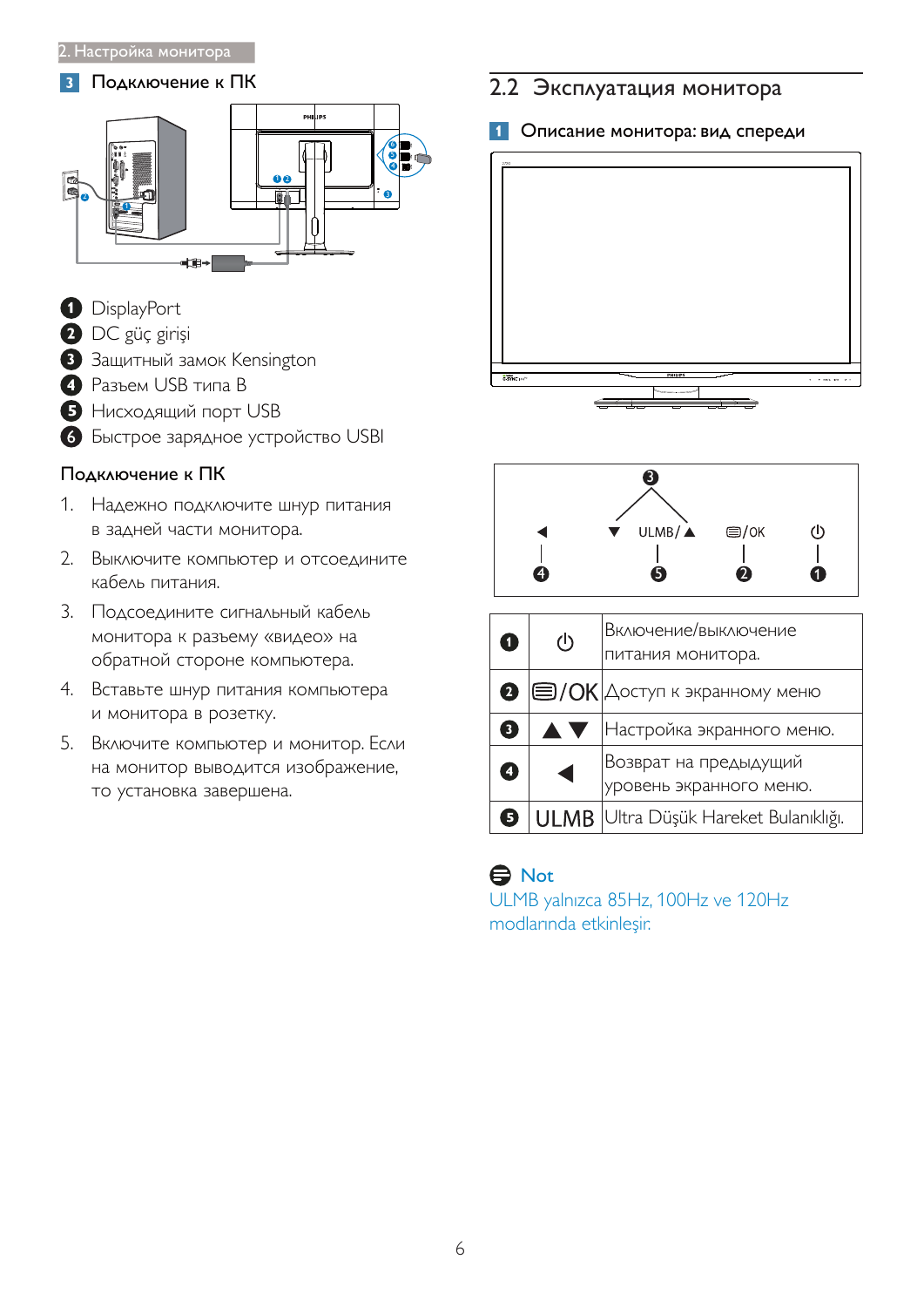### 3 Подключение к ПК

1. DisplayPort
2. DC güç girişi
3. Защитный замок Kensington
4. Разъем USB типа B
5. Нисходящий порт USB
6. Быстрое зарядное устройство USBI

**Подключение к ПК**

1. Надежно подключите шнур питания в задней части монитора.
2. Выключите компьютер и отсоедините кабель питания.
3. Подсоедините сигнальный кабель монитора к разъему «видео» на обратной стороне компьютера.
4. Вставьте шнур питания компьютера и монитора в розетку.
5. Включите компьютер и монитор. Если на монитор выводится изображение, то установка завершена.

## 2.2 Эксплуатация монитора

### 1 Описание монитора: вид спереди

| | | |
|---|---|---|
| 1 | ⏻ | Включение/выключение питания монитора. |
| 2 | ▤/OK | Доступ к экранному меню |
| 3 | ▲▼ | Настройка экранного меню. |
| 4 | ◀ | Возврат на предыдущий уровень экранного меню. |
| 5 | ULMB | Ultra Düşük Hareket Bulanıklığı. |

**Not**

ULMB yalnızca 85Hz, 100Hz ve 120Hz modlarında etkinleşir.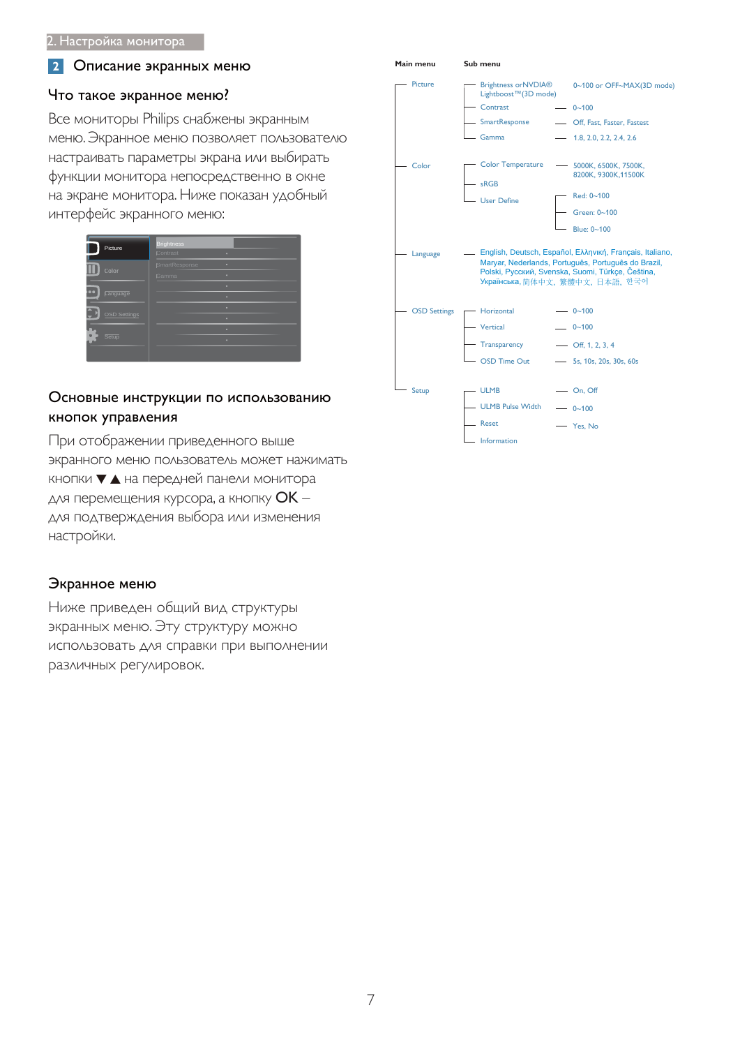## 2 Описание экранных меню

### Что такое экранное меню?

Все мониторы Philips снабжены экранным меню. Экранное меню позволяет пользователю настраивать параметры экрана или выбирать функции монитора непосредственно в окне на экране монитора. Ниже показан удобный интерфейс экранного меню:

### Основные инструкции по использованию кнопок управления

При отображении приведенного выше экранного меню пользователь может нажимать кнопки ▼ ▲ на передней панели монитора для перемещения курсора, а кнопку **OK** – для подтверждения выбора или изменения настройки.

### Экранное меню

Ниже приведен общий вид структуры экранных меню. Эту структуру можно использовать для справки при выполнении различных регулировок.

| Main menu | Sub menu | |
|---|---|---|
| Picture | Brightness or NVIDIA® Lightboost™ (3D mode) | 0~100 or OFF~MAX(3D mode) |
| | Contrast | 0~100 |
| | SmartResponse | Off, Fast, Faster, Fastest |
| | Gamma | 1.8, 2.0, 2.2, 2.4, 2.6 |
| Color | Color Temperature | 5000K, 6500K, 7500K, 8200K, 9300K,11500K |
| | sRGB | |
| | User Define | Red: 0~100 |
| | | Green: 0~100 |
| | | Blue: 0~100 |
| Language | English, Deutsch, Español, Ελληνική, Français, Italiano, Maryar, Nederlands, Português, Português do Brazil, Polski, Русский, Svenska, Suomi, Türkçe, Čeština, Українська, 简体中文, 繁體中文, 日本語, 한국어 | |
| OSD Settings | Horizontal | 0~100 |
| | Vertical | 0~100 |
| | Transparency | Off, 1, 2, 3, 4 |
| | OSD Time Out | 5s, 10s, 20s, 30s, 60s |
| Setup | ULMB | On, Off |
| | ULMB Pulse Width | 0~100 |
| | Reset | Yes, No |
| | Information | |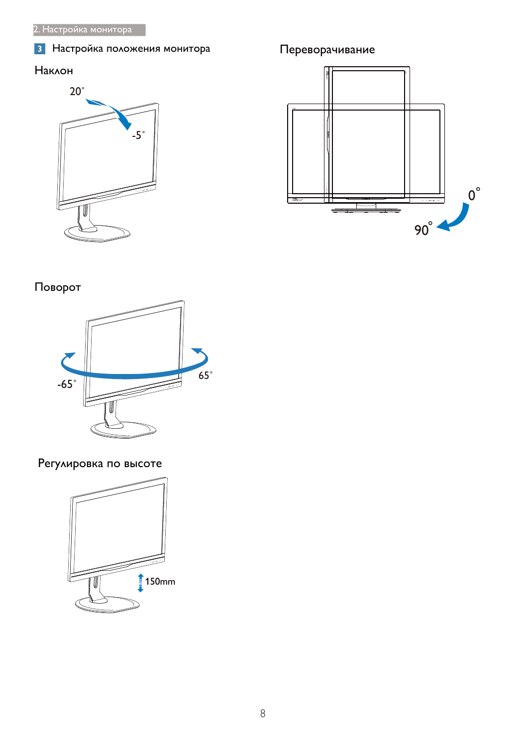## 3 Настройка положения монитора

### Наклон

20˚

-5˚

### Поворот

-65˚

65˚

### Регулировка по высоте

150mm

### Переворачивание

0˚

90˚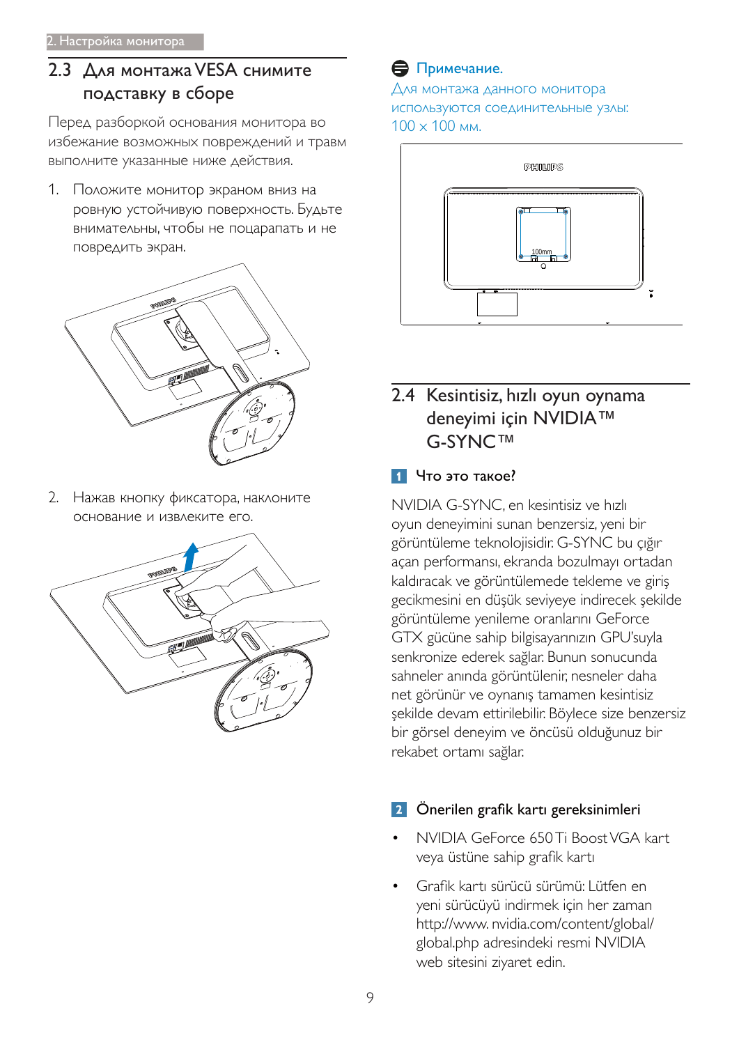## 2.3 Для монтажа VESA снимите подставку в сборе

Перед разборкой основания монитора во избежание возможных повреждений и травм выполните указанные ниже действия.

1. Положите монитор экраном вниз на ровную устойчивую поверхность. Будьте внимательны, чтобы не поцарапать и не повредить экран.

2. Нажав кнопку фиксатора, наклоните основание и извлеките его.

**Примечание.**

Для монтажа данного монитора используются соединительные узлы: 100 x 100 мм.

## 2.4 Kesintisiz, hızlı oyun oynama deneyimi için NVIDIA™ G-SYNC™

### 1 Что это такое?

NVIDIA G-SYNC, en kesintisiz ve hızlı oyun deneyimini sunan benzersiz, yeni bir görüntüleme teknolojisidir. G-SYNC bu çığır açan performansı, ekranda bozulmayı ortadan kaldıracak ve görüntülemede tekleme ve giriş gecikmesini en düşük seviyeye indirecek şekilde görüntüleme yenileme oranlarını GeForce GTX gücüne sahip bilgisayarınızın GPU'suyla senkronize ederek sağlar. Bunun sonucunda sahneler anında görüntülenir, nesneler daha net görünür ve oynanış tamamen kesintisiz şekilde devam ettirilebilir. Böylece size benzersiz bir görsel deneyim ve öncüsü olduğunuz bir rekabet ortamı sağlar.

### 2 Önerilen grafik kartı gereksinimleri

- NVIDIA GeForce 650 Ti Boost VGA kart veya üstüne sahip grafik kartı
- Grafik kartı sürücü sürümü: Lütfen en yeni sürücüyü indirmek için her zaman http://www.nvidia.com/content/global/global.php adresindeki resmi NVIDIA web sitesini ziyaret edin.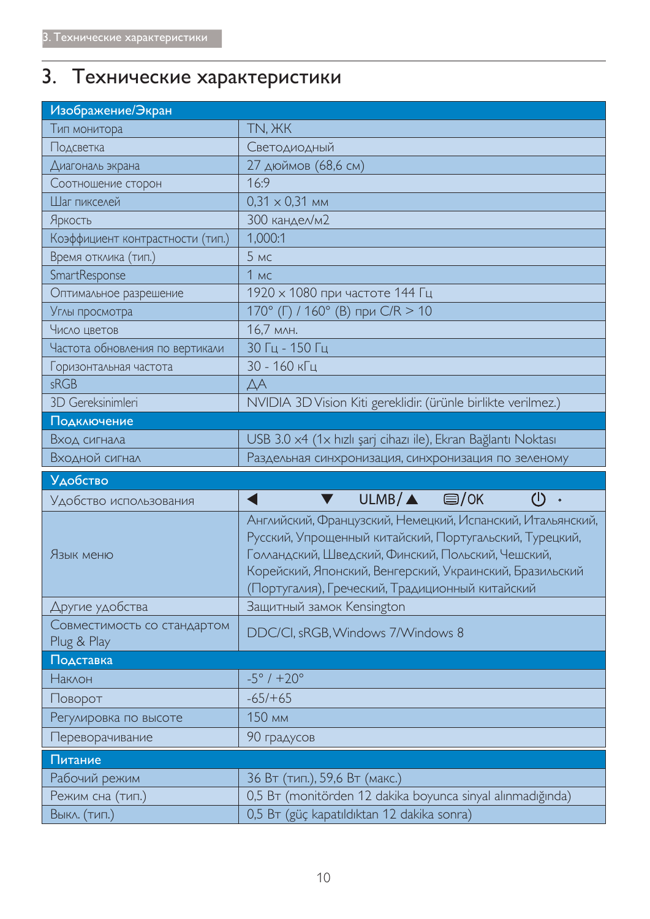# 3. Технические характеристики

| Изображение/Экран | |
|---|---|
| Тип монитора | TN, ЖК |
| Подсветка | Светодиодный |
| Диагональ экрана | 27 дюймов (68,6 см) |
| Соотношение сторон | 16:9 |
| Шаг пикселей | 0,31 x 0,31 мм |
| Яркость | 300 кандел/м2 |
| Коэффициент контрастности (тип.) | 1,000:1 |
| Время отклика (тип.) | 5 мс |
| SmartResponse | 1 мс |
| Оптимальное разрешение | 1920 x 1080 при частоте 144 Гц |
| Углы просмотра | 170° (Г) / 160° (В) при C/R > 10 |
| Число цветов | 16,7 млн. |
| Частота обновления по вертикали | 30 Гц - 150 Гц |
| Горизонтальная частота | 30 - 160 кГц |
| sRGB | ДА |
| 3D Gereksinimleri | NVIDIA 3D Vision Kiti gereklidir. (ürünle birlikte verilmez.) |
| **Подключение** | |
| Вход сигнала | USB 3.0 x4 (1x hızlı şarj cihazı ile), Ekran Bağlantı Noktası |
| Входной сигнал | Раздельная синхронизация, синхронизация по зеленому |
| **Удобство** | |
| Удобство использования | ◀ ▼ ULMB/▲ ▤/OK ⏻ |
| Язык меню | Английский, Французский, Немецкий, Испанский, Итальянский, Русский, Упрощенный китайский, Португальский, Турецкий, Голландский, Шведский, Финский, Польский, Чешский, Корейский, Японский, Венгерский, Украинский, Бразильский (Португалия), Греческий, Традиционный китайский |
| Другие удобства | Защитный замок Kensington |
| Совместимость со стандартом Plug & Play | DDC/CI, sRGB, Windows 7/Windows 8 |
| **Подставка** | |
| Наклон | -5° / +20° |
| Поворот | -65/+65 |
| Регулировка по высоте | 150 мм |
| Переворачивание | 90 градусов |
| **Питание** | |
| Рабочий режим | 36 Вт (тип.), 59,6 Вт (макс.) |
| Режим сна (тип.) | 0,5 Вт (monitörden 12 dakika boyunca sinyal alınmadığında) |
| Выкл. (тип.) | 0,5 Вт (güç kapatıldıktan 12 dakika sonra) |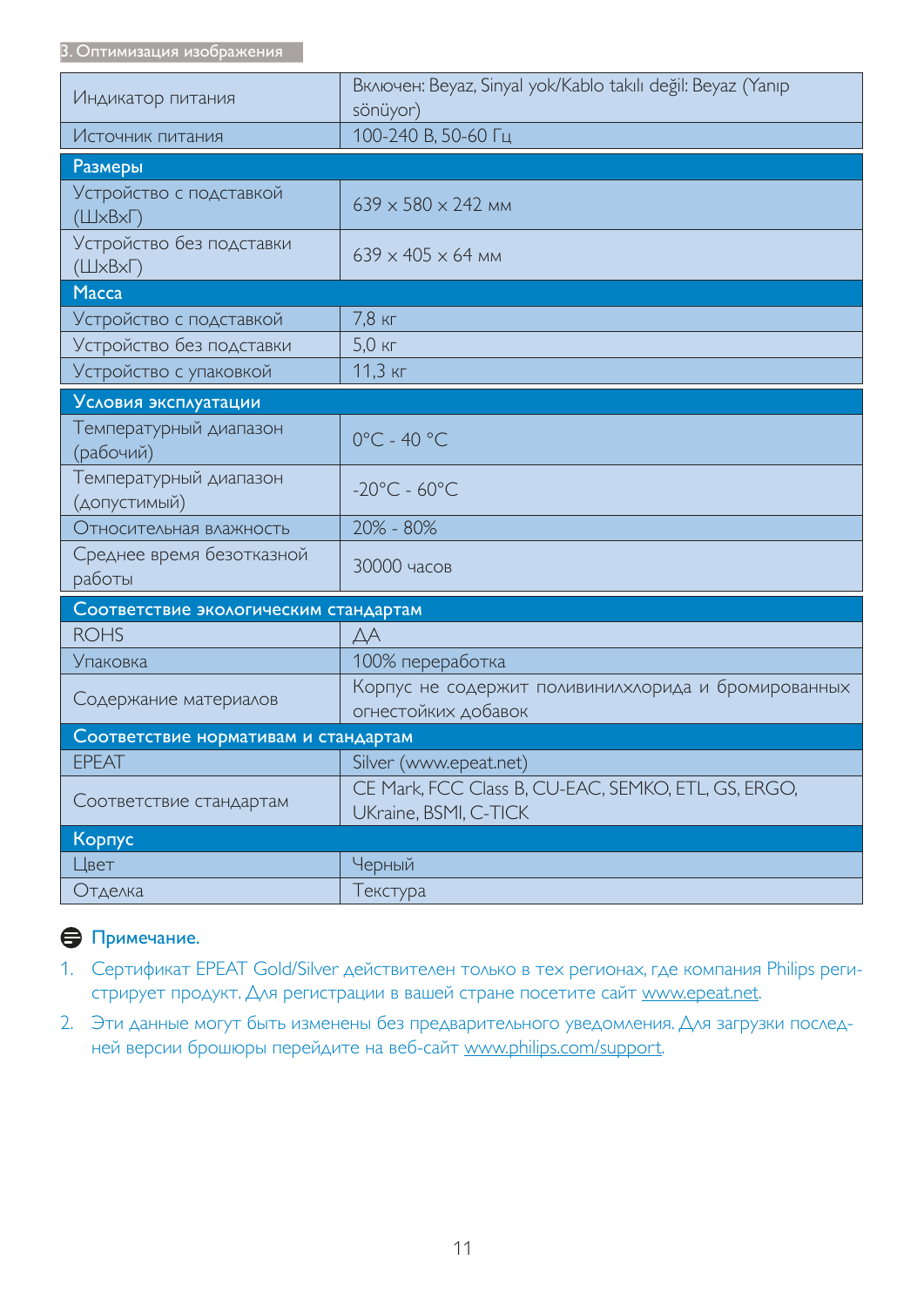| Индикатор питания | Включен: Beyaz, Sinyal yok/Kablo takılı değil: Beyaz (Yanıp sönüyor) |
|---|---|
| Источник питания | 100-240 В, 50-60 Гц |
| **Размеры** | |
| Устройство с подставкой (ШxВxГ) | 639 x 580 x 242 мм |
| Устройство без подставки (ШxВxГ) | 639 x 405 x 64 мм |
| **Масса** | |
| Устройство с подставкой | 7,8 кг |
| Устройство без подставки | 5,0 кг |
| Устройство с упаковкой | 11,3 кг |
| **Условия эксплуатации** | |
| Температурный диапазон (рабочий) | 0°C - 40 °C |
| Температурный диапазон (допустимый) | -20°C - 60°C |
| Относительная влажность | 20% - 80% |
| Среднее время безотказной работы | 30000 часов |
| **Соответствие экологическим стандартам** | |
| ROHS | ДА |
| Упаковка | 100% переработка |
| Содержание материалов | Корпус не содержит поливинилхлорида и бромированных огнестойких добавок |
| **Соответствие нормативам и стандартам** | |
| EPEAT | Silver (www.epeat.net) |
| Соответствие стандартам | CE Mark, FCC Class B, CU-EAC, SEMKO, ETL, GS, ERGO, UKraine, BSMI, C-TICK |
| **Корпус** | |
| Цвет | Черный |
| Отделка | Текстура |

**Примечание.**

1. Сертификат EPEAT Gold/Silver действителен только в тех регионах, где компания Philips регистрирует продукт. Для регистрации в вашей стране посетите сайт www.epeat.net.
2. Эти данные могут быть изменены без предварительного уведомления. Для загрузки последней версии брошюры перейдите на веб-сайт www.philips.com/support.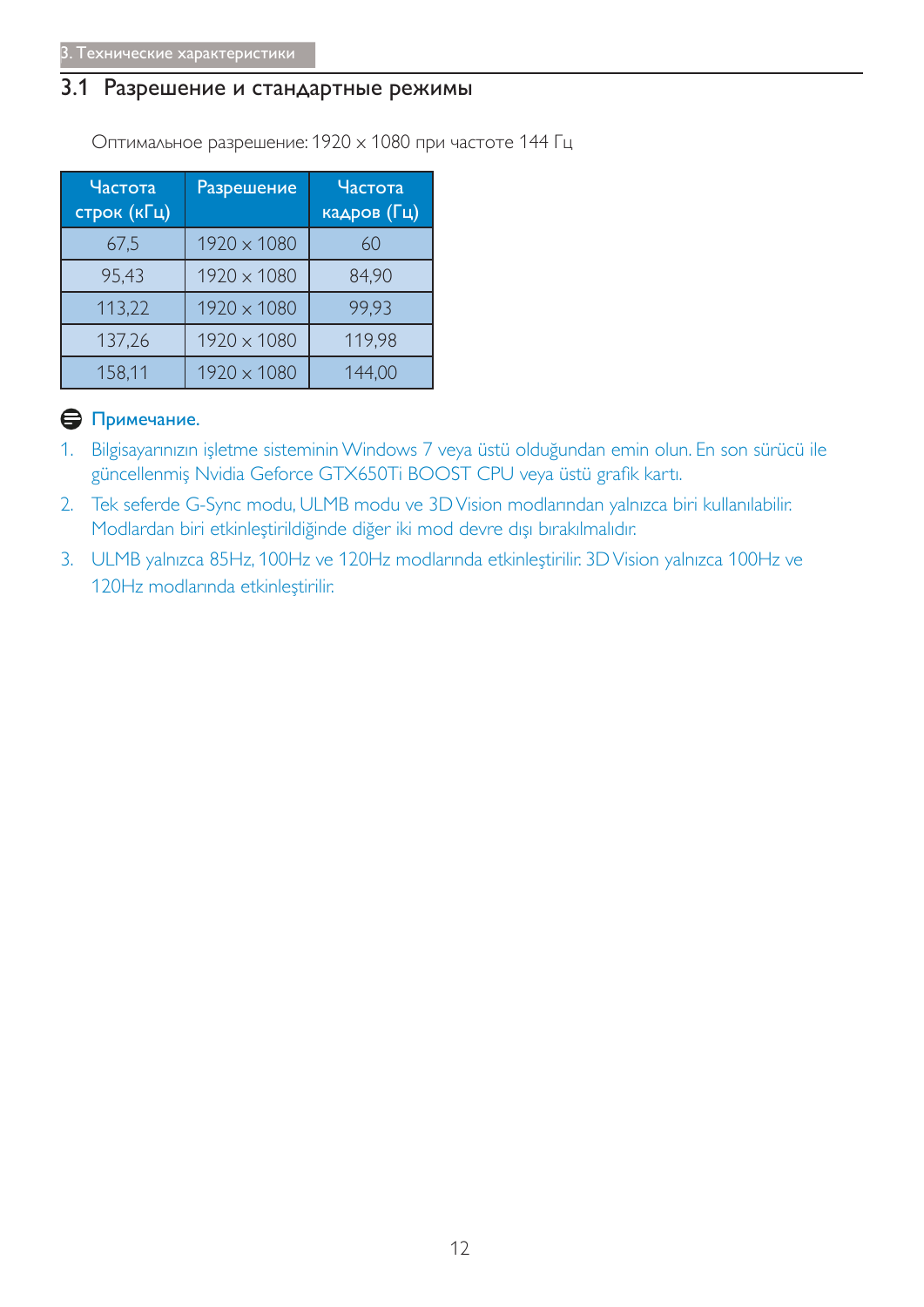## 3.1 Разрешение и стандартные режимы

Оптимальное разрешение: 1920 x 1080 при частоте 144 Гц

| Частота строк (кГц) | Разрешение | Частота кадров (Гц) |
|---|---|---|
| 67,5 | 1920 x 1080 | 60 |
| 95,43 | 1920 x 1080 | 84,90 |
| 113,22 | 1920 x 1080 | 99,93 |
| 137,26 | 1920 x 1080 | 119,98 |
| 158,11 | 1920 x 1080 | 144,00 |

**Примечание.**

1. Bilgisayarınızın işletme sisteminin Windows 7 veya üstü olduğundan emin olun. En son sürücü ile güncellenmiş Nvidia Geforce GTX650Ti BOOST CPU veya üstü grafik kartı.
2. Tek seferde G-Sync modu, ULMB modu ve 3D Vision modlarından yalnızca biri kullanılabilir. Modlardan biri etkinleştirildiğinde diğer iki mod devre dışı bırakılmalıdır.
3. ULMB yalnızca 85Hz, 100Hz ve 120Hz modlarında etkinleştirilir. 3D Vision yalnızca 100Hz ve 120Hz modlarında etkinleştirilir.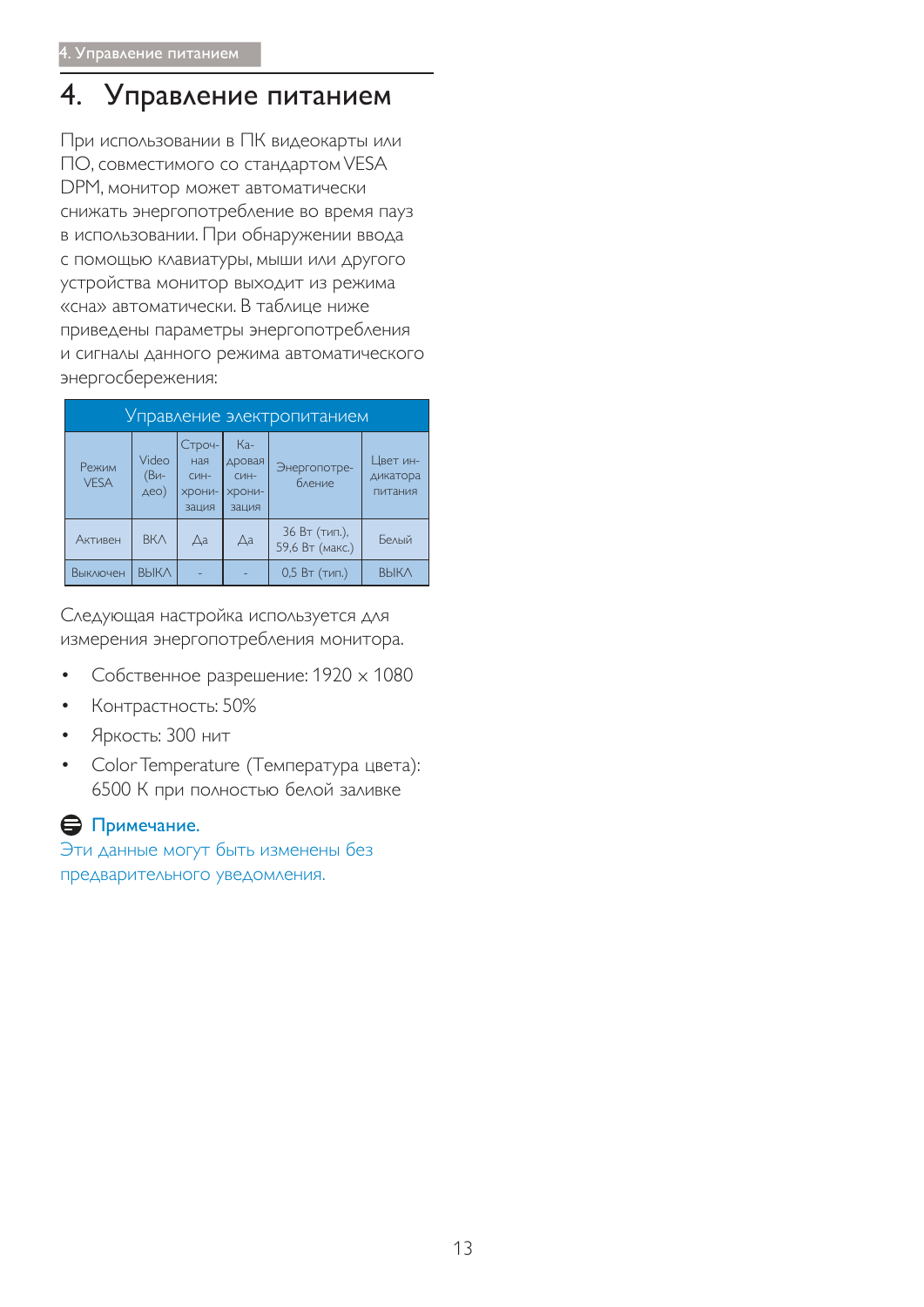# 4. Управление питанием

При использовании в ПК видеокарты или ПО, совместимого со стандартом VESA DPM, монитор может автоматически снижать энергопотребление во время пауз в использовании. При обнаружении ввода с помощью клавиатуры, мыши или другого устройства монитор выходит из режима «сна» автоматически. В таблице ниже приведены параметры энергопотребления и сигналы данного режима автоматического энергосбережения:

| Управление электропитанием | | | | | |
|---|---|---|---|---|---|
| Режим VESA | Video (Видео) | Строчная синхронизация | Кадровая синхронизация | Энергопотребление | Цвет индикатора питания |
| Активен | ВКЛ | Да | Да | 36 Вт (тип.), 59,6 Вт (макс.) | Белый |
| Выключен | ВЫКЛ | - | - | 0,5 Вт (тип.) | ВЫКЛ |

Следующая настройка используется для измерения энергопотребления монитора.

- Собственное разрешение: 1920 × 1080
- Контрастность: 50%
- Яркость: 300 нит
- Color Temperature (Температура цвета): 6500 K при полностью белой заливке

**Примечание.**

Эти данные могут быть изменены без предварительного уведомления.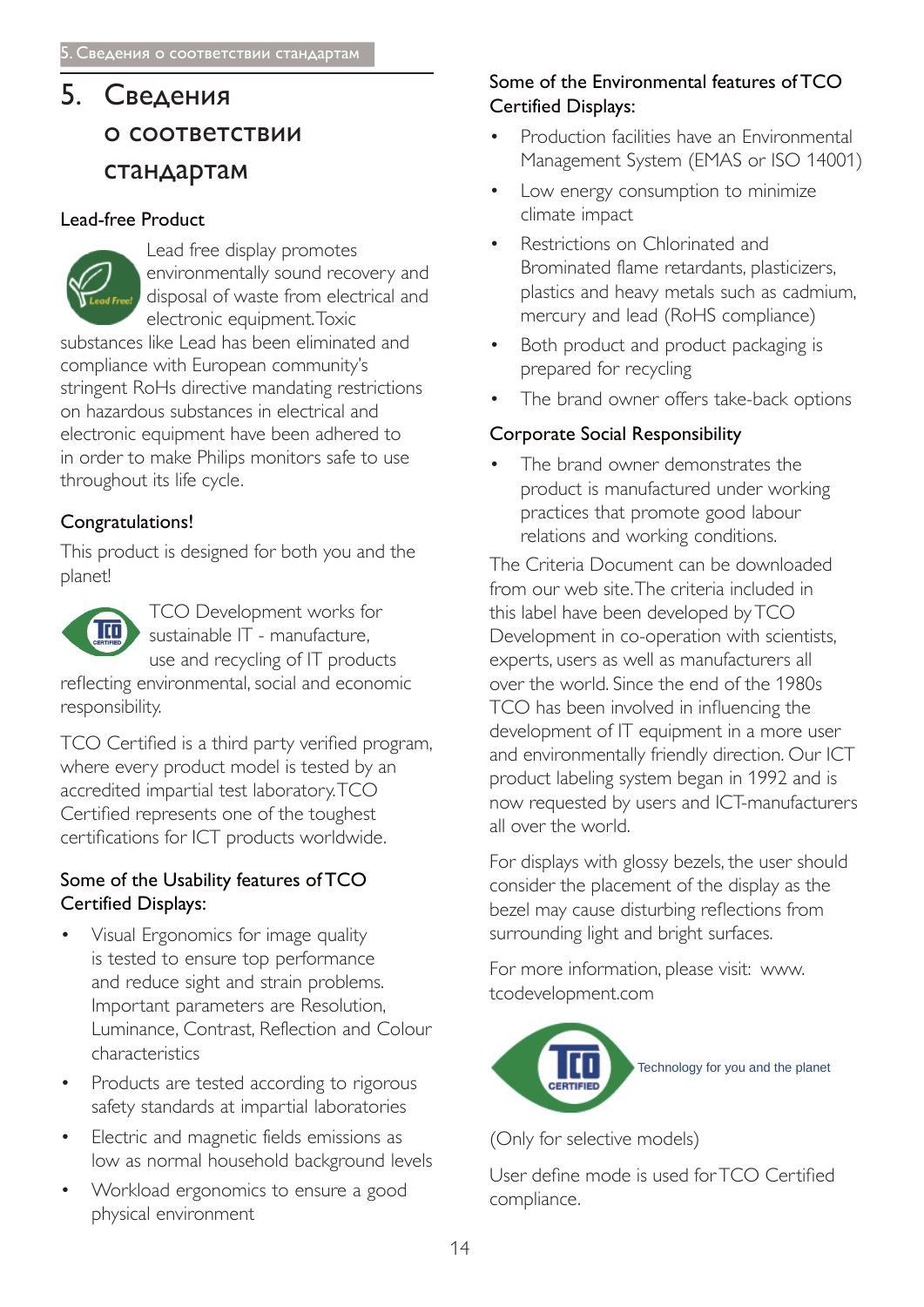# 5. Сведения о соответствии стандартам

## Lead-free Product

Lead free display promotes environmentally sound recovery and disposal of waste from electrical and electronic equipment. Toxic substances like Lead has been eliminated and compliance with European community's stringent RoHs directive mandating restrictions on hazardous substances in electrical and electronic equipment have been adhered to in order to make Philips monitors safe to use throughout its life cycle.

## Congratulations!

This product is designed for both you and the planet!

TCO Development works for sustainable IT - manufacture, use and recycling of IT products reflecting environmental, social and economic responsibility.

TCO Certified is a third party verified program, where every product model is tested by an accredited impartial test laboratory. TCO Certified represents one of the toughest certifications for ICT products worldwide.

### Some of the Usability features of TCO Certified Displays:

- Visual Ergonomics for image quality is tested to ensure top performance and reduce sight and strain problems. Important parameters are Resolution, Luminance, Contrast, Reflection and Colour characteristics
- Products are tested according to rigorous safety standards at impartial laboratories
- Electric and magnetic fields emissions as low as normal household background levels
- Workload ergonomics to ensure a good physical environment

### Some of the Environmental features of TCO Certified Displays:

- Production facilities have an Environmental Management System (EMAS or ISO 14001)
- Low energy consumption to minimize climate impact
- Restrictions on Chlorinated and Brominated flame retardants, plasticizers, plastics and heavy metals such as cadmium, mercury and lead (RoHS compliance)
- Both product and product packaging is prepared for recycling
- The brand owner offers take-back options

### Corporate Social Responsibility

- The brand owner demonstrates the product is manufactured under working practices that promote good labour relations and working conditions.

The Criteria Document can be downloaded from our web site. The criteria included in this label have been developed by TCO Development in co-operation with scientists, experts, users as well as manufacturers all over the world. Since the end of the 1980s TCO has been involved in influencing the development of IT equipment in a more user and environmentally friendly direction. Our ICT product labeling system began in 1992 and is now requested by users and ICT-manufacturers all over the world.

For displays with glossy bezels, the user should consider the placement of the display as the bezel may cause disturbing reflections from surrounding light and bright surfaces.

For more information, please visit: www.tcodevelopment.com

Technology for you and the planet

(Only for selective models)

User define mode is used for TCO Certified compliance.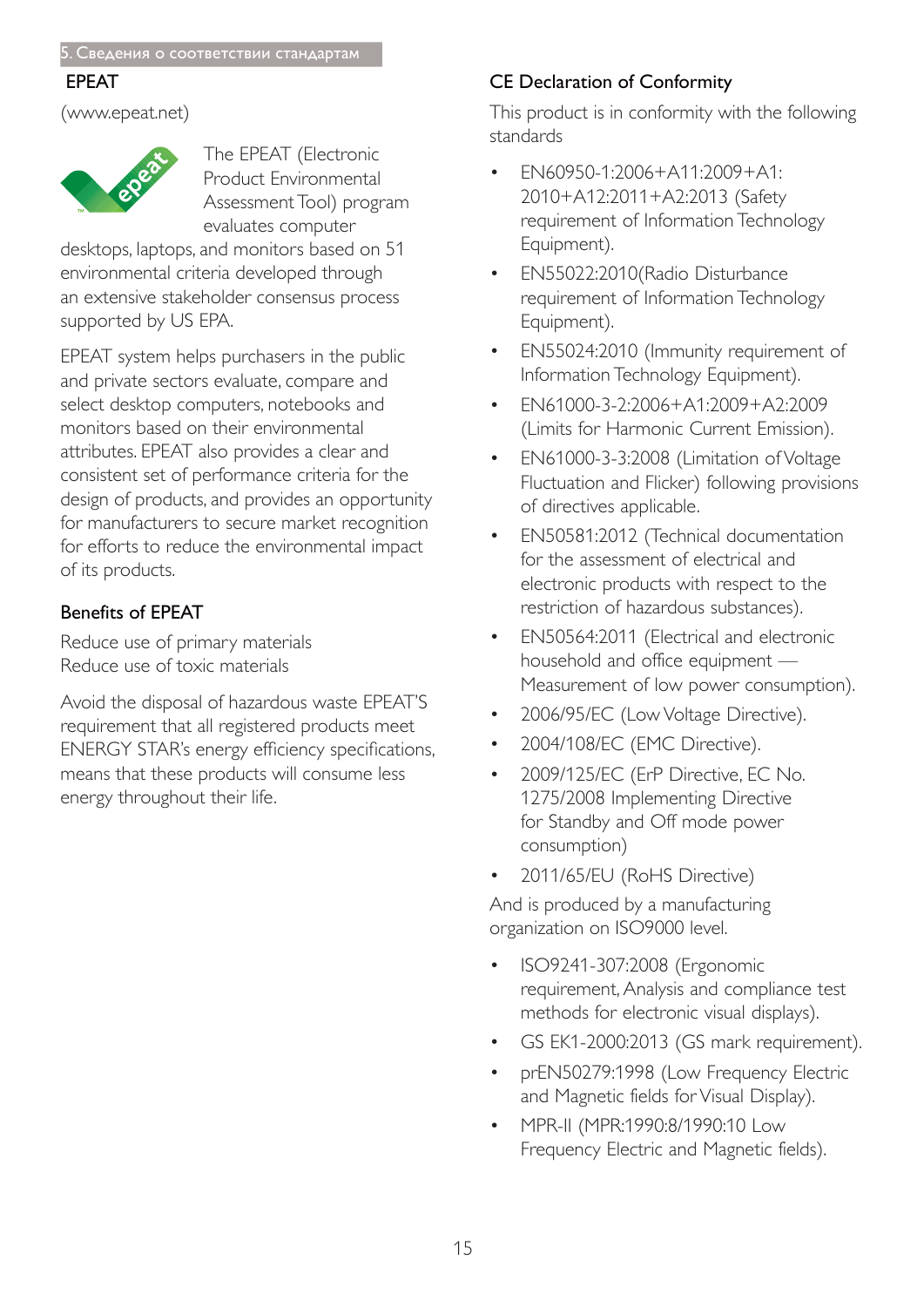## EPEAT

(www.epeat.net)

The EPEAT (Electronic Product Environmental Assessment Tool) program evaluates computer desktops, laptops, and monitors based on 51 environmental criteria developed through an extensive stakeholder consensus process supported by US EPA.

EPEAT system helps purchasers in the public and private sectors evaluate, compare and select desktop computers, notebooks and monitors based on their environmental attributes. EPEAT also provides a clear and consistent set of performance criteria for the design of products, and provides an opportunity for manufacturers to secure market recognition for efforts to reduce the environmental impact of its products.

### Benefits of EPEAT

Reduce use of primary materials
Reduce use of toxic materials

Avoid the disposal of hazardous waste EPEAT'S requirement that all registered products meet ENERGY STAR's energy efficiency specifications, means that these products will consume less energy throughout their life.

## CE Declaration of Conformity

This product is in conformity with the following standards

- EN60950-1:2006+A11:2009+A1:2010+A12:2011+A2:2013 (Safety requirement of Information Technology Equipment).
- EN55022:2010(Radio Disturbance requirement of Information Technology Equipment).
- EN55024:2010 (Immunity requirement of Information Technology Equipment).
- EN61000-3-2:2006+A1:2009+A2:2009 (Limits for Harmonic Current Emission).
- EN61000-3-3:2008 (Limitation of Voltage Fluctuation and Flicker) following provisions of directives applicable.
- EN50581:2012 (Technical documentation for the assessment of electrical and electronic products with respect to the restriction of hazardous substances).
- EN50564:2011 (Electrical and electronic household and office equipment — Measurement of low power consumption).
- 2006/95/EC (Low Voltage Directive).
- 2004/108/EC (EMC Directive).
- 2009/125/EC (ErP Directive, EC No. 1275/2008 Implementing Directive for Standby and Off mode power consumption)
- 2011/65/EU (RoHS Directive)

And is produced by a manufacturing organization on ISO9000 level.

- ISO9241-307:2008 (Ergonomic requirement, Analysis and compliance test methods for electronic visual displays).
- GS EK1-2000:2013 (GS mark requirement).
- prEN50279:1998 (Low Frequency Electric and Magnetic fields for Visual Display).
- MPR-II (MPR:1990:8/1990:10 Low Frequency Electric and Magnetic fields).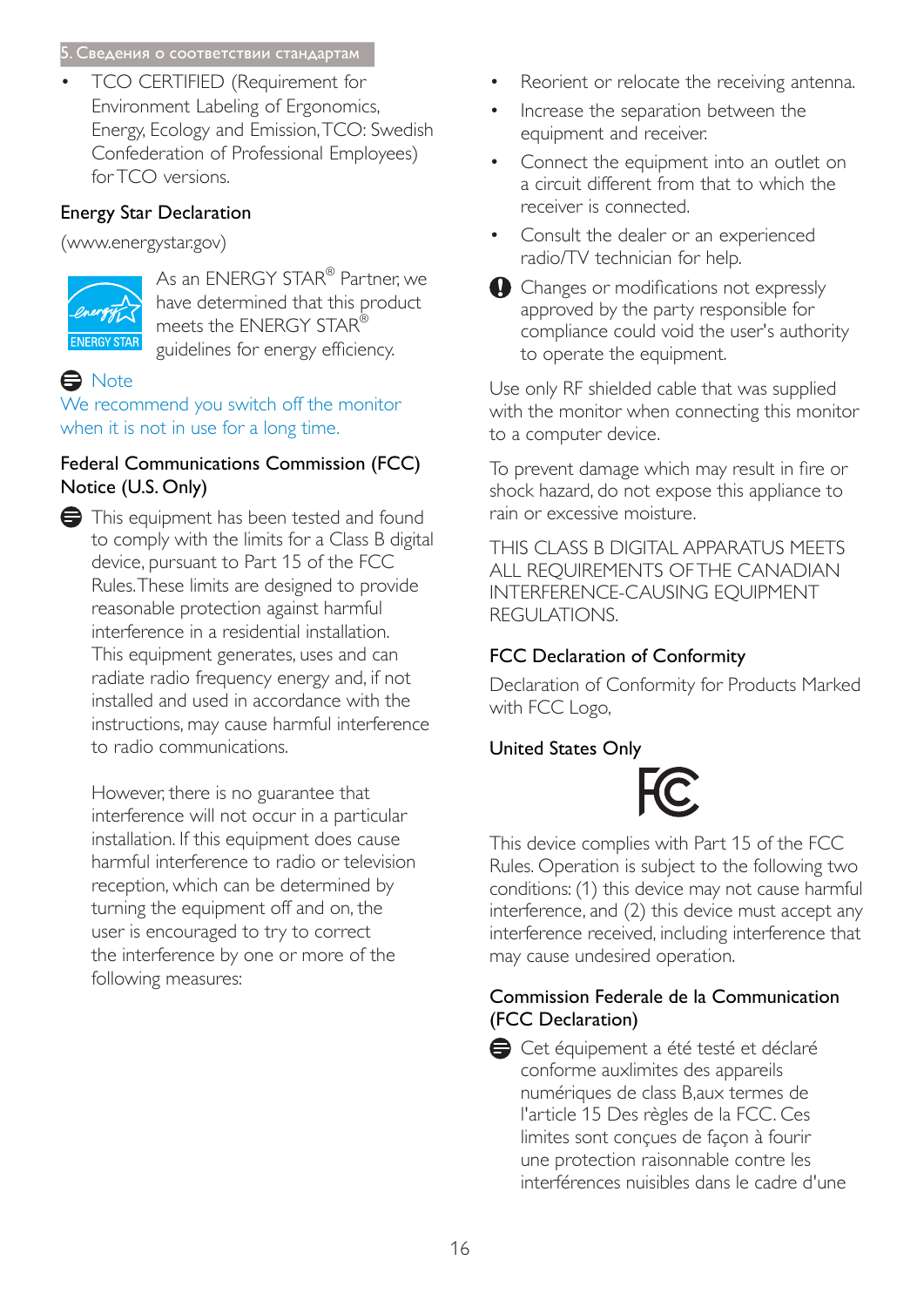- TCO CERTIFIED (Requirement for Environment Labeling of Ergonomics, Energy, Ecology and Emission, TCO: Swedish Confederation of Professional Employees) for TCO versions.

## Energy Star Declaration

(www.energystar.gov)

As an ENERGY STAR® Partner, we have determined that this product meets the ENERGY STAR® guidelines for energy efficiency.

**Note**

We recommend you switch off the monitor when it is not in use for a long time.

## Federal Communications Commission (FCC) Notice (U.S. Only)

This equipment has been tested and found to comply with the limits for a Class B digital device, pursuant to Part 15 of the FCC Rules. These limits are designed to provide reasonable protection against harmful interference in a residential installation. This equipment generates, uses and can radiate radio frequency energy and, if not installed and used in accordance with the instructions, may cause harmful interference to radio communications.

However, there is no guarantee that interference will not occur in a particular installation. If this equipment does cause harmful interference to radio or television reception, which can be determined by turning the equipment off and on, the user is encouraged to try to correct the interference by one or more of the following measures:

- Reorient or relocate the receiving antenna.
- Increase the separation between the equipment and receiver.
- Connect the equipment into an outlet on a circuit different from that to which the receiver is connected.
- Consult the dealer or an experienced radio/TV technician for help.

Changes or modifications not expressly approved by the party responsible for compliance could void the user's authority to operate the equipment.

Use only RF shielded cable that was supplied with the monitor when connecting this monitor to a computer device.

To prevent damage which may result in fire or shock hazard, do not expose this appliance to rain or excessive moisture.

THIS CLASS B DIGITAL APPARATUS MEETS ALL REQUIREMENTS OF THE CANADIAN INTERFERENCE-CAUSING EQUIPMENT REGULATIONS.

## FCC Declaration of Conformity

Declaration of Conformity for Products Marked with FCC Logo,

## United States Only

This device complies with Part 15 of the FCC Rules. Operation is subject to the following two conditions: (1) this device may not cause harmful interference, and (2) this device must accept any interference received, including interference that may cause undesired operation.

## Commission Federale de la Communication (FCC Declaration)

Cet équipement a été testé et déclaré conforme auxlimites des appareils numériques de class B,aux termes de l'article 15 Des règles de la FCC. Ces limites sont conçues de façon à fourir une protection raisonnable contre les interférences nuisibles dans le cadre d'une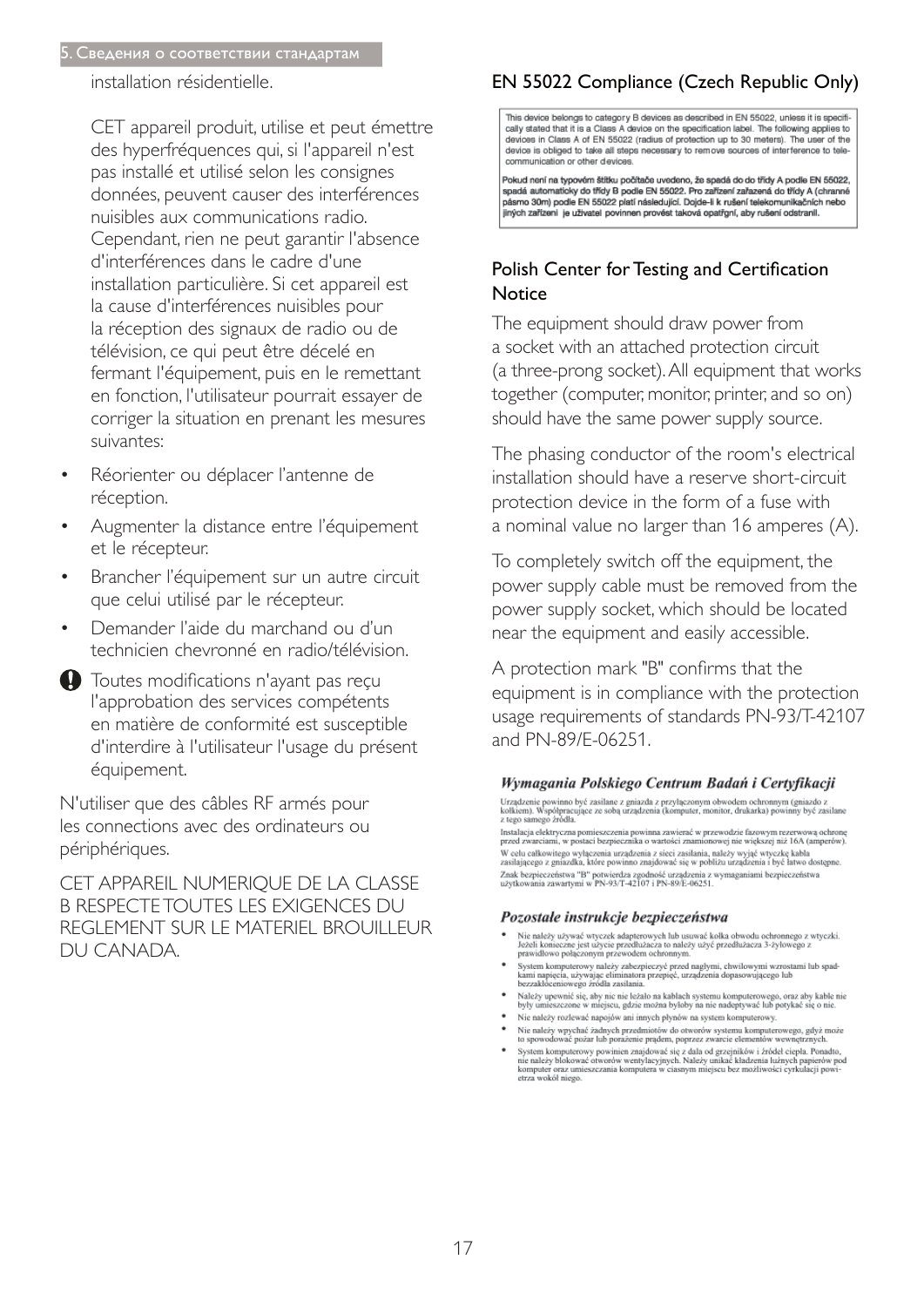installation résidentielle.

CET appareil produit, utilise et peut émettre des hyperfréquences qui, si l'appareil n'est pas installé et utilisé selon les consignes données, peuvent causer des interférences nuisibles aux communications radio. Cependant, rien ne peut garantir l'absence d'interférences dans le cadre d'une installation particulière. Si cet appareil est la cause d'interférences nuisibles pour la réception des signaux de radio ou de télévision, ce qui peut être décelé en fermant l'équipement, puis en le remettant en fonction, l'utilisateur pourrait essayer de corriger la situation en prenant les mesures suivantes:

- Réorienter ou déplacer l'antenne de réception.
- Augmenter la distance entre l'équipement et le récepteur.
- Brancher l'équipement sur un autre circuit que celui utilisé par le récepteur.
- Demander l'aide du marchand ou d'un technicien chevronné en radio/télévision.

Toutes modifications n'ayant pas reçu l'approbation des services compétents en matière de conformité est susceptible d'interdire à l'utilisateur l'usage du présent équipement.

N'utiliser que des câbles RF armés pour les connections avec des ordinateurs ou périphériques.

CET APPAREIL NUMERIQUE DE LA CLASSE B RESPECTE TOUTES LES EXIGENCES DU REGLEMENT SUR LE MATERIEL BROUILLEUR DU CANADA.

## EN 55022 Compliance (Czech Republic Only)

This device belongs to category B devices as described in EN 55022, unless it is specifically stated that it is a Class A device on the specification label. The following applies to devices in Class A of EN 55022 (radius of protection up to 30 meters). The user of the device is obliged to take all steps necessary to remove sources of interference to telecommunication or other devices.

**Pokud není na typovém štítku počítače uvedeno, že spadá do do třídy A podle EN 55022, spadá automaticky do třídy B podle EN 55022. Pro zařízení zařazená do třídy A (chranné pásmo 30m) podle EN 55022 platí následující. Dojde-li k rušení telekomunikačních nebo jiných zařízení je uživatel povinnen provést taková opatřgní, aby rušení odstranil.**

## Polish Center for Testing and Certification Notice

The equipment should draw power from a socket with an attached protection circuit (a three-prong socket). All equipment that works together (computer, monitor, printer, and so on) should have the same power supply source.

The phasing conductor of the room's electrical installation should have a reserve short-circuit protection device in the form of a fuse with a nominal value no larger than 16 amperes (A).

To completely switch off the equipment, the power supply cable must be removed from the power supply socket, which should be located near the equipment and easily accessible.

A protection mark "B" confirms that the equipment is in compliance with the protection usage requirements of standards PN-93/T-42107 and PN-89/E-06251.

### *Wymagania Polskiego Centrum Badań i Certyfikacji*

Urządzenie powinno być zasilane z gniazda z przyłączonym obwodem ochronnym (gniazdo z kołkiem). Współpracujące ze sobą urządzenia (komputer, monitor, drukarka) powinny być zasilane z tego samego źródła.

Instalacja elektryczna pomieszczenia powinna zawierać w przewodzie fazowym rezerwową ochronę przed zwarciami, w postaci bezpiecznika o wartości znamionowej nie większej niż 16A (amperów).

W celu całkowitego wyłączenia urządzenia z sieci zasilania, należy wyjąć wtyczkę kabla zasilającego z gniazdka, które powinno znajdować się w pobliżu urządzenia i być łatwo dostępne.

Znak bezpieczeństwa "B" potwierdza zgodność urządzenia z wymaganiami bezpieczeństwa użytkowania zawartymi w PN-93/T-42107 i PN-89/E-06251.

### *Pozostałe instrukcje bezpieczeństwa*

- Nie należy używać wtyczek adapterowych lub usuwać kołka obwodu ochronnego z wtyczki. Jeżeli konieczne jest użycie przedłużacza to należy użyć przedłużacza 3-żyłowego z prawidłowo połączonym przewodem ochronnym.
- System komputerowy należy zabezpieczyć przed nagłymi, chwilowymi wzrostami lub spadkami napięcia, używając eliminatora przepięć, urządzenia dopasowującego lub bezzakłóceniowego źródła zasilania.
- Należy upewnić się, aby nic nie leżało na kablach systemu komputerowego, oraz aby kable nie były umieszczone w miejscu, gdzie można byłoby na nie nadeptywać lub potykać się o nie.
- Nie należy rozlewać napojów ani innych płynów na system komputerowy.
- Nie należy wpychać żadnych przedmiotów do otworów systemu komputerowego, gdyż może to spowodować pożar lub porażenie prądem, poprzez zwarcie elementów wewnętrznych.
- System komputerowy powinien znajdować się z dala od grzejników i źródeł ciepła. Ponadto, nie należy blokować otworów wentylacyjnych. Należy unikać kładzenia luźnych papierów pod komputer oraz umieszczania komputera w ciasnym miejscu bez możliwości cyrkulacji powietrza wokół niego.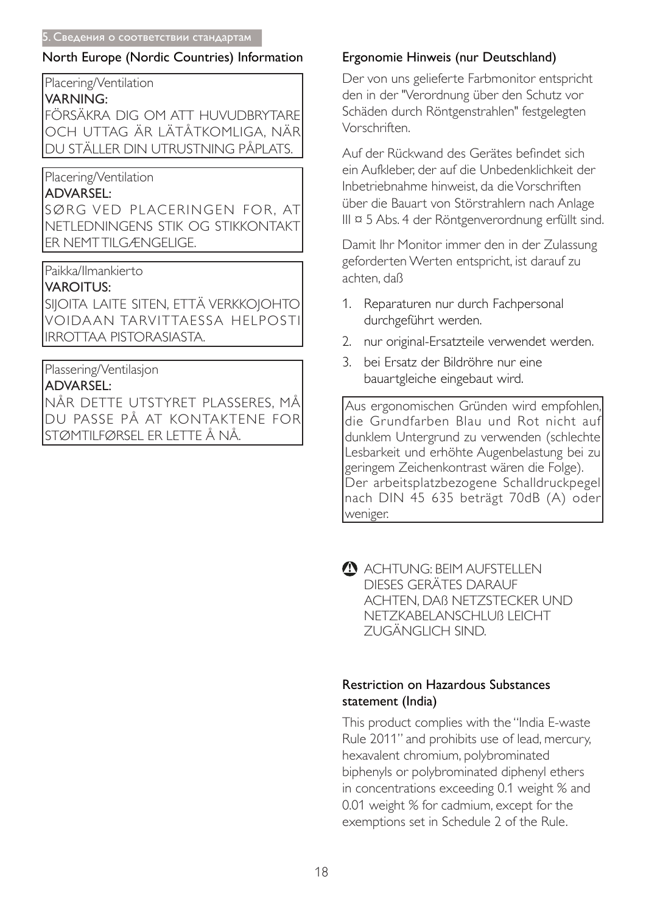## North Europe (Nordic Countries) Information

Placering/Ventilation

**VARNING:**

FÖRSÄKRA DIG OM ATT HUVUDBRYTARE OCH UTTAG ÄR LÄTÅTKOMLIGA, NÄR DU STÄLLER DIN UTRUSTNING PÅPLATS.

Placering/Ventilation

**ADVARSEL:**

SØRG VED PLACERINGEN FOR, AT NETLEDNINGENS STIK OG STIKKONTAKT ER NEMT TILGÆNGELIGE.

Paikka/Ilmankierto

**VAROITUS:**

SIJOITA LAITE SITEN, ETTÄ VERKKOJOHTO VOIDAAN TARVITTAESSA HELPOSTI IRROTTAA PISTORASIASTA.

Plassering/Ventilasjon

**ADVARSEL:**

NÅR DETTE UTSTYRET PLASSERES, MÅ DU PASSE PÅ AT KONTAKTENE FOR STØMTILFØRSEL ER LETTE Å NÅ.

## Ergonomie Hinweis (nur Deutschland)

Der von uns gelieferte Farbmonitor entspricht den in der "Verordnung über den Schutz vor Schäden durch Röntgenstrahlen" festgelegten Vorschriften.

Auf der Rückwand des Gerätes befindet sich ein Aufkleber, der auf die Unbedenklichkeit der Inbetriebnahme hinweist, da die Vorschriften über die Bauart von Störstrahlern nach Anlage III ¤ 5 Abs. 4 der Röntgenverordnung erfüllt sind.

Damit Ihr Monitor immer den in der Zulassung geforderten Werten entspricht, ist darauf zu achten, daß

1. Reparaturen nur durch Fachpersonal durchgeführt werden.
2. nur original-Ersatzteile verwendet werden.
3. bei Ersatz der Bildröhre nur eine bauartgleiche eingebaut wird.

Aus ergonomischen Gründen wird empfohlen, die Grundfarben Blau und Rot nicht auf dunklem Untergrund zu verwenden (schlechte Lesbarkeit und erhöhte Augenbelastung bei zu geringem Zeichenkontrast wären die Folge).
Der arbeitsplatzbezogene Schalldruckpegel nach DIN 45 635 beträgt 70dB (A) oder weniger.

ACHTUNG: BEIM AUFSTELLEN DIESES GERÄTES DARAUF ACHTEN, DAß NETZSTECKER UND NETZKABELANSCHLUß LEICHT ZUGÄNGLICH SIND.

## Restriction on Hazardous Substances statement (India)

This product complies with the "India E-waste Rule 2011" and prohibits use of lead, mercury, hexavalent chromium, polybrominated biphenyls or polybrominated diphenyl ethers in concentrations exceeding 0.1 weight % and 0.01 weight % for cadmium, except for the exemptions set in Schedule 2 of the Rule.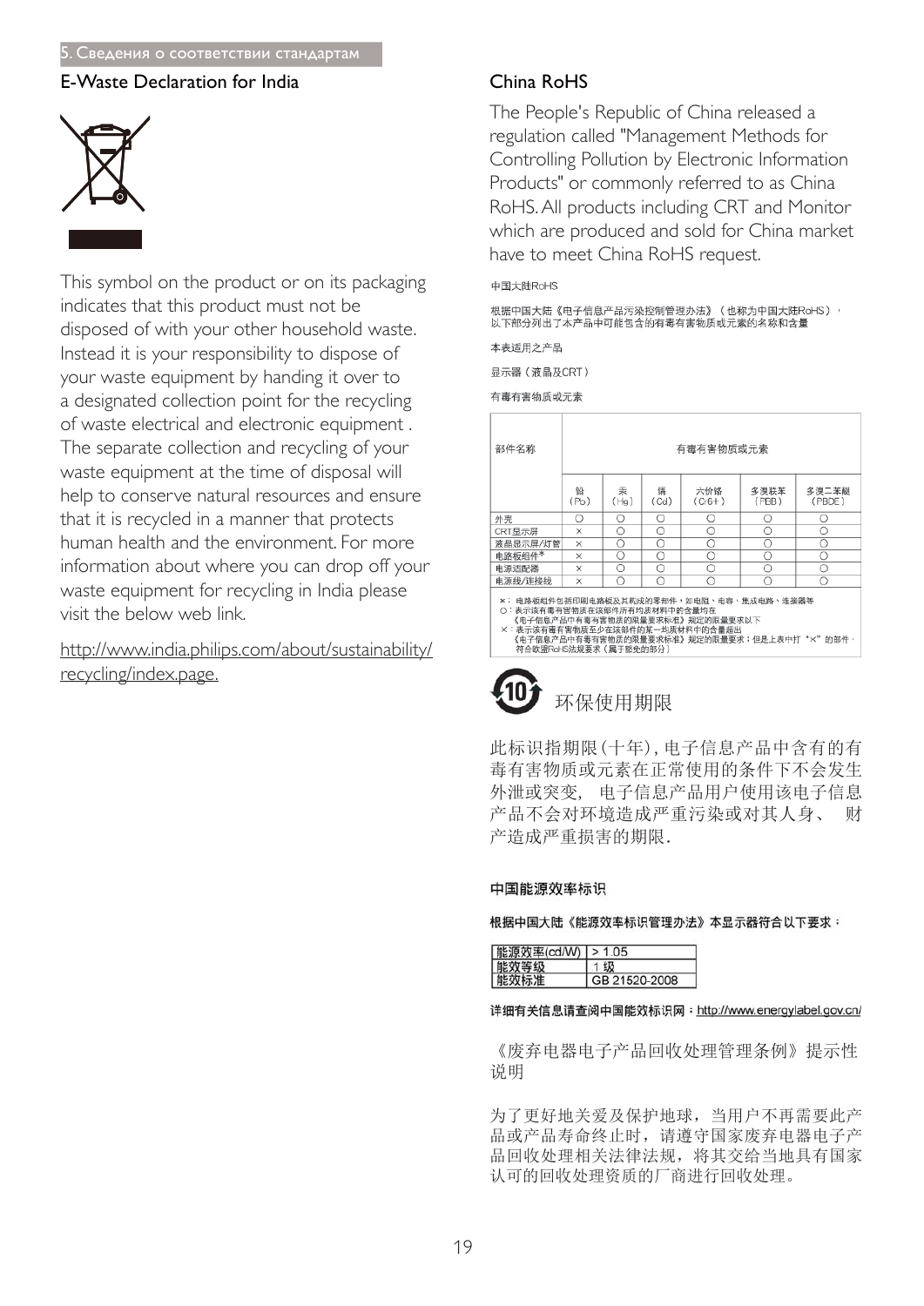## E-Waste Declaration for India

This symbol on the product or on its packaging indicates that this product must not be disposed of with your other household waste. Instead it is your responsibility to dispose of your waste equipment by handing it over to a designated collection point for the recycling of waste electrical and electronic equipment . The separate collection and recycling of your waste equipment at the time of disposal will help to conserve natural resources and ensure that it is recycled in a manner that protects human health and the environment. For more information about where you can drop off your waste equipment for recycling in India please visit the below web link.

http://www.india.philips.com/about/sustainability/recycling/index.page.

## China RoHS

The People's Republic of China released a regulation called "Management Methods for Controlling Pollution by Electronic Information Products" or commonly referred to as China RoHS. All products including CRT and Monitor which are produced and sold for China market have to meet China RoHS request.

中国大陆RoHS

根据中国大陆《电子信息产品污染控制管理办法》（也称为中国大陆RoHS），以下部分列出了本产品中可能包含的有毒有害物质或元素的名称和含量

本表适用之产品

显示器（液晶及CRT）

有毒有害物质或元素

| 部件名称 | 有毒有害物质或元素 | | | | | |
|---|---|---|---|---|---|---|
| | 铅 (Pb) | 汞 (Hg) | 镉 (Cd) | 六价铬 (Cr6+) | 多溴联苯 (PBB) | 多溴二苯醚 (PBDE) |
| 外壳 | ○ | ○ | ○ | ○ | ○ | ○ |
| CRT显示屏 | × | ○ | ○ | ○ | ○ | ○ |
| 液晶显示屏/灯管 | × | ○ | ○ | ○ | ○ | ○ |
| 电路板组件* | × | ○ | ○ | ○ | ○ | ○ |
| 电源适配器 | × | ○ | ○ | ○ | ○ | ○ |
| 电源线/连接线 | × | ○ | ○ | ○ | ○ | ○ |

*：电路板组件包括印刷电路板及其构成的零部件，如电阻、电容、集成电路、连接器等
○：表示该有毒有害物质在该部件所有均质材料中的含量均在《电子信息产品中有毒有害物质的限量要求标准》规定的限量要求以下
×：表示该有毒有害物质至少在该部件的某一均质材料中的含量超出《电子信息产品中有毒有害物质的限量要求标准》规定的限量要求；但是上表中打"×"的部件，符合欧盟RoHS法规要求（属于豁免的部分）

### 环保使用期限

此标识指期限(十年),电子信息产品中含有的有毒有害物质或元素在正常使用的条件下不会发生外泄或突变, 电子信息产品用户使用该电子信息产品不会对环境造成严重污染或对其人身、 财产造成严重损害的期限.

### 中国能源效率标识

**根据中国大陆《能源效率标识管理办法》本显示器符合以下要求：**

| 能源效率(cd/W) | > 1.05 |
|---|---|
| 能效等级 | 1 级 |
| 能效标准 | GB 21520-2008 |

**详细有关信息请查阅中国能效标识网：**http://www.energylabel.gov.cn/

《废弃电器电子产品回收处理管理条例》提示性说明

为了更好地关爱及保护地球，当用户不再需要此产品或产品寿命终止时，请遵守国家废弃电器电子产品回收处理相关法律法规，将其交给当地具有国家认可的回收处理资质的厂商进行回收处理。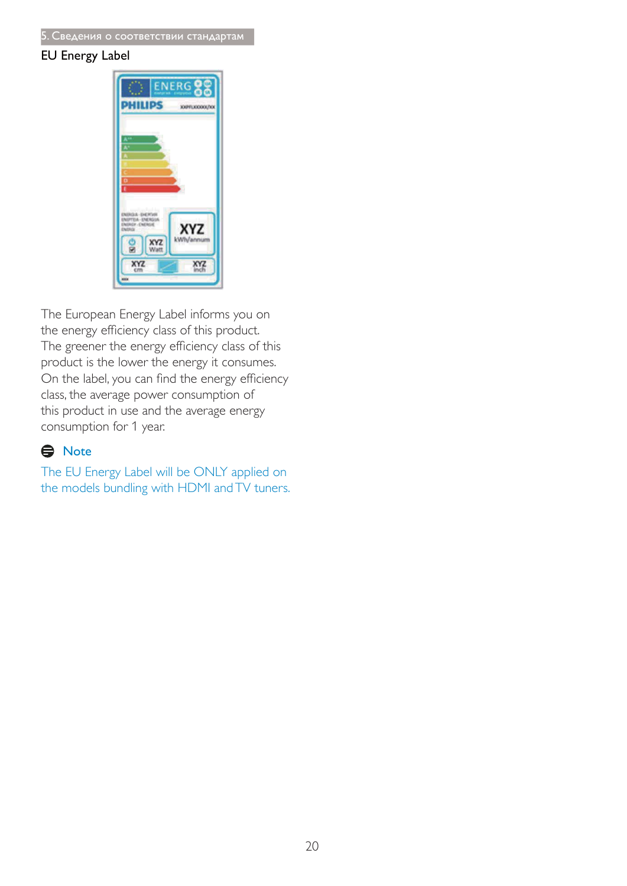## EU Energy Label

The European Energy Label informs you on the energy efficiency class of this product. The greener the energy efficiency class of this product is the lower the energy it consumes. On the label, you can find the energy efficiency class, the average power consumption of this product in use and the average energy consumption for 1 year.

**Note**

The EU Energy Label will be ONLY applied on the models bundling with HDMI and TV tuners.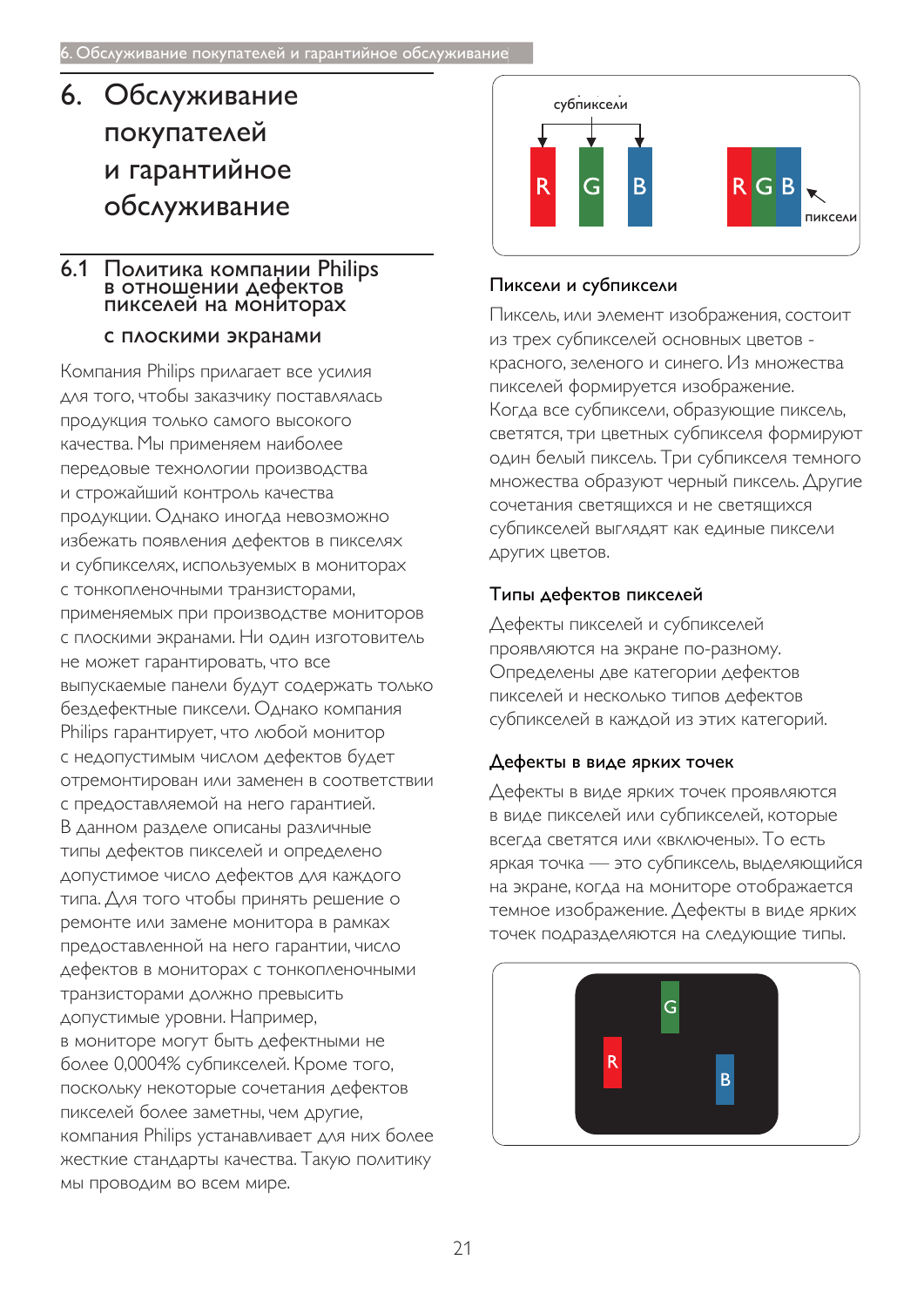# 6. Обслуживание покупателей и гарантийное обслуживание

## 6.1 Политика компании Philips в отношении дефектов пикселей на мониторах с плоскими экранами

Компания Philips прилагает все усилия для того, чтобы заказчику поставлялась продукция только самого высокого качества. Мы применяем наиболее передовые технологии производства и строжайший контроль качества продукции. Однако иногда невозможно избежать появления дефектов в пикселях и субпикселях, используемых в мониторах с тонкопленочными транзисторами, применяемых при производстве мониторов с плоскими экранами. Ни один изготовитель не может гарантировать, что все выпускаемые панели будут содержать только бездефектные пиксели. Однако компания Philips гарантирует, что любой монитор с недопустимым числом дефектов будет отремонтирован или заменен в соответствии с предоставляемой на него гарантией. В данном разделе описаны различные типы дефектов пикселей и определено допустимое число дефектов для каждого типа. Для того чтобы принять решение о ремонте или замене монитора в рамках предоставленной на него гарантии, число дефектов в мониторах с тонкопленочными транзисторами должно превысить допустимые уровни. Например, в мониторе могут быть дефектными не более 0,0004% субпикселей. Кроме того, поскольку некоторые сочетания дефектов пикселей более заметны, чем другие, компания Philips устанавливает для них более жесткие стандарты качества. Такую политику мы проводим во всем мире.

### Пиксели и субпиксели

Пиксель, или элемент изображения, состоит из трех субпикселей основных цветов - красного, зеленого и синего. Из множества пикселей формируется изображение. Когда все субпиксели, образующие пиксель, светятся, три цветных субпикселя формируют один белый пиксель. Три субпикселя темного множества образуют черный пиксель. Другие сочетания светящихся и не светящихся субпикселей выглядят как единые пиксели других цветов.

### Типы дефектов пикселей

Дефекты пикселей и субпикселей проявляются на экране по-разному. Определены две категории дефектов пикселей и несколько типов дефектов субпикселей в каждой из этих категорий.

### Дефекты в виде ярких точек

Дефекты в виде ярких точек проявляются в виде пикселей или субпикселей, которые всегда светятся или «включены». То есть яркая точка — это субпиксель, выделяющийся на экране, когда на мониторе отображается темное изображение. Дефекты в виде ярких точек подразделяются на следующие типы.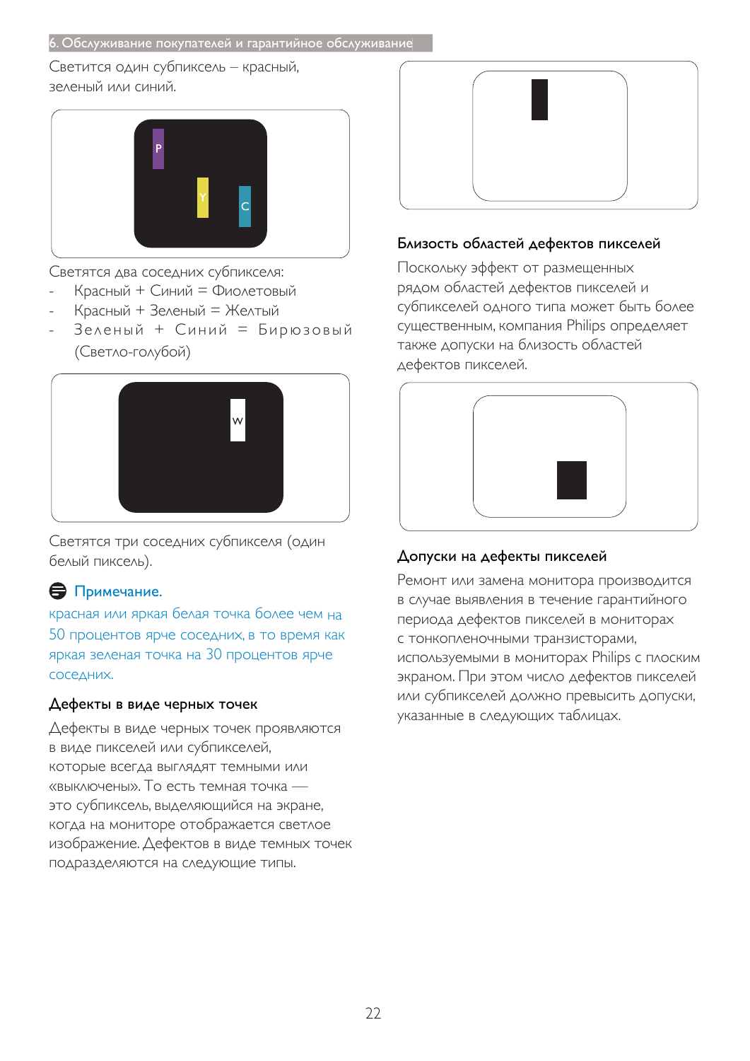Светится один субпиксель – красный, зеленый или синий.

Светятся два соседних субпикселя:

- Красный + Синий = Фиолетовый
- Красный + Зеленый = Желтый
- Зеленый + Синий = Бирюзовый (Светло-голубой)

Светятся три соседних субпикселя (один белый пиксель).

**Примечание.**

красная или яркая белая точка более чем на 50 процентов ярче соседних, в то время как яркая зеленая точка на 30 процентов ярче соседних.

### Дефекты в виде черных точек

Дефекты в виде черных точек проявляются в виде пикселей или субпикселей, которые всегда выглядят темными или «выключены». То есть темная точка — это субпиксель, выделяющийся на экране, когда на мониторе отображается светлое изображение. Дефектов в виде темных точек подразделяются на следующие типы.

### Близость областей дефектов пикселей

Поскольку эффект от размещенных рядом областей дефектов пикселей и субпикселей одного типа может быть более существенным, компания Philips определяет также допуски на близость областей дефектов пикселей.

### Допуски на дефекты пикселей

Ремонт или замена монитора производится в случае выявления в течение гарантийного периода дефектов пикселей в мониторах с тонкопленочными транзисторами, используемыми в мониторах Philips с плоским экраном. При этом число дефектов пикселей или субпикселей должно превысить допуски, указанные в следующих таблицах.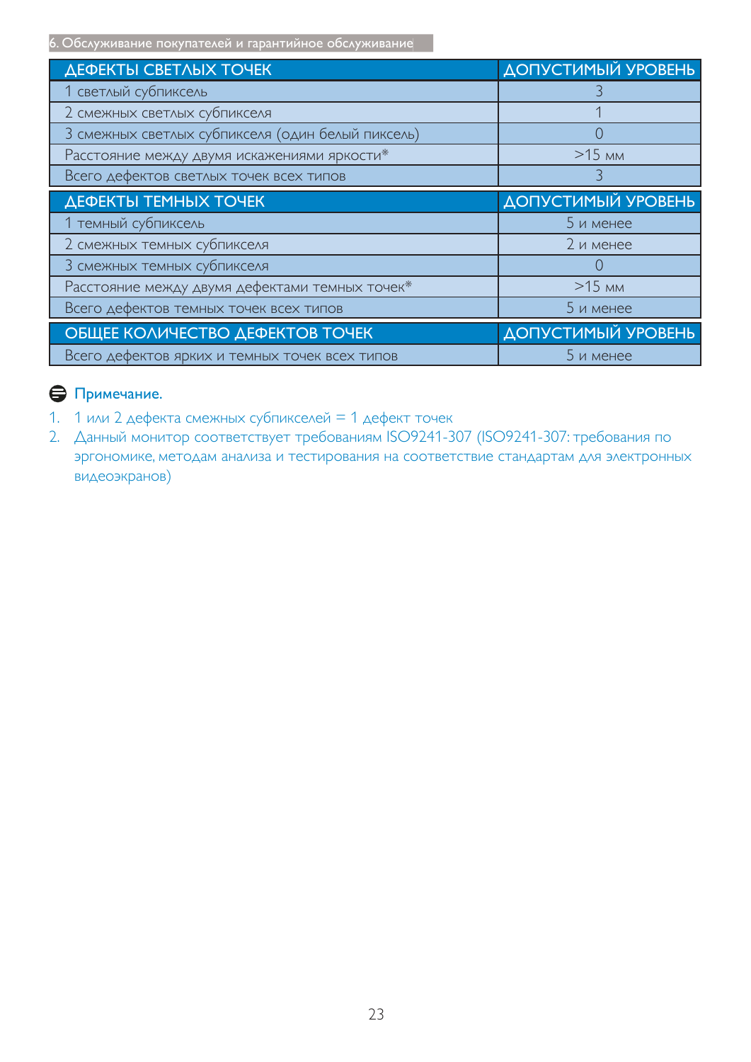| ДЕФЕКТЫ СВЕТЛЫХ ТОЧЕК | ДОПУСТИМЫЙ УРОВЕНЬ |
|---|---|
| 1 светлый субпиксель | 3 |
| 2 смежных светлых субпикселя | 1 |
| 3 смежных светлых субпикселя (один белый пиксель) | 0 |
| Расстояние между двумя искажениями яркости* | >15 мм |
| Всего дефектов светлых точек всех типов | 3 |

| ДЕФЕКТЫ ТЕМНЫХ ТОЧЕК | ДОПУСТИМЫЙ УРОВЕНЬ |
|---|---|
| 1 темный субпиксель | 5 и менее |
| 2 смежных темных субпикселя | 2 и менее |
| 3 смежных темных субпикселя | 0 |
| Расстояние между двумя дефектами темных точек* | >15 мм |
| Всего дефектов темных точек всех типов | 5 и менее |

| ОБЩЕЕ КОЛИЧЕСТВО ДЕФЕКТОВ ТОЧЕК | ДОПУСТИМЫЙ УРОВЕНЬ |
|---|---|
| Всего дефектов ярких и темных точек всех типов | 5 и менее |

**Примечание.**

1. 1 или 2 дефекта смежных субпикселей = 1 дефект точек
2. Данный монитор соответствует требованиям ISO9241-307 (ISO9241-307: требования по эргономике, методам анализа и тестирования на соответствие стандартам для электронных видеоэкранов)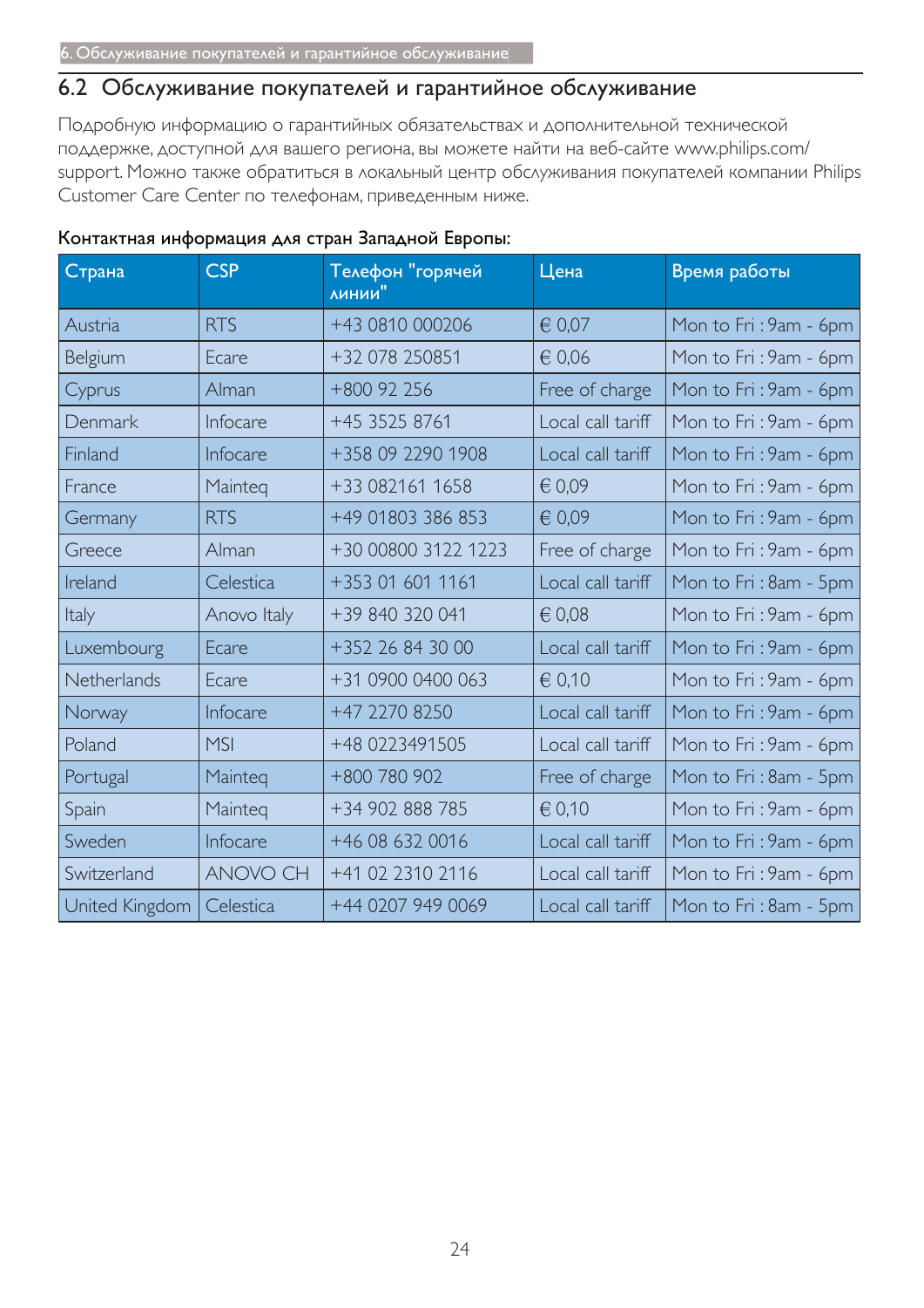## 6.2 Обслуживание покупателей и гарантийное обслуживание

Подробную информацию о гарантийных обязательствах и дополнительной технической поддержке, доступной для вашего региона, вы можете найти на веб-сайте www.philips.com/support. Можно также обратиться в локальный центр обслуживания покупателей компании Philips Customer Care Center по телефонам, приведенным ниже.

**Контактная информация для стран Западной Европы:**

| Страна | CSP | Телефон "горячей линии" | Цена | Время работы |
|---|---|---|---|---|
| Austria | RTS | +43 0810 000206 | € 0,07 | Mon to Fri : 9am - 6pm |
| Belgium | Ecare | +32 078 250851 | € 0,06 | Mon to Fri : 9am - 6pm |
| Cyprus | Alman | +800 92 256 | Free of charge | Mon to Fri : 9am - 6pm |
| Denmark | Infocare | +45 3525 8761 | Local call tariff | Mon to Fri : 9am - 6pm |
| Finland | Infocare | +358 09 2290 1908 | Local call tariff | Mon to Fri : 9am - 6pm |
| France | Mainteq | +33 082161 1658 | € 0,09 | Mon to Fri : 9am - 6pm |
| Germany | RTS | +49 01803 386 853 | € 0,09 | Mon to Fri : 9am - 6pm |
| Greece | Alman | +30 00800 3122 1223 | Free of charge | Mon to Fri : 9am - 6pm |
| Ireland | Celestica | +353 01 601 1161 | Local call tariff | Mon to Fri : 8am - 5pm |
| Italy | Anovo Italy | +39 840 320 041 | € 0,08 | Mon to Fri : 9am - 6pm |
| Luxembourg | Ecare | +352 26 84 30 00 | Local call tariff | Mon to Fri : 9am - 6pm |
| Netherlands | Ecare | +31 0900 0400 063 | € 0,10 | Mon to Fri : 9am - 6pm |
| Norway | Infocare | +47 2270 8250 | Local call tariff | Mon to Fri : 9am - 6pm |
| Poland | MSI | +48 0223491505 | Local call tariff | Mon to Fri : 9am - 6pm |
| Portugal | Mainteq | +800 780 902 | Free of charge | Mon to Fri : 8am - 5pm |
| Spain | Mainteq | +34 902 888 785 | € 0,10 | Mon to Fri : 9am - 6pm |
| Sweden | Infocare | +46 08 632 0016 | Local call tariff | Mon to Fri : 9am - 6pm |
| Switzerland | ANOVO CH | +41 02 2310 2116 | Local call tariff | Mon to Fri : 9am - 6pm |
| United Kingdom | Celestica | +44 0207 949 0069 | Local call tariff | Mon to Fri : 8am - 5pm |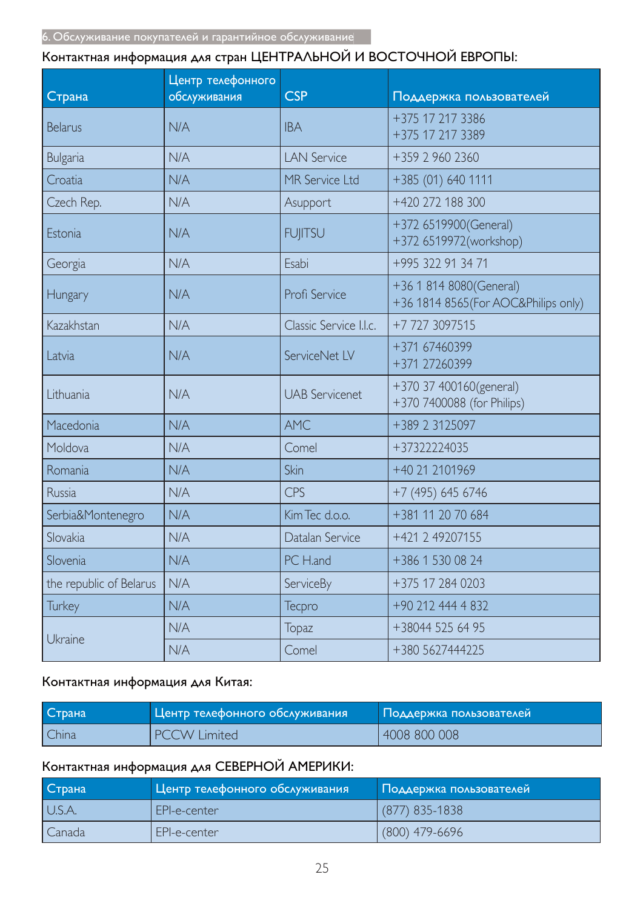Контактная информация для стран ЦЕНТРАЛЬНОЙ И ВОСТОЧНОЙ ЕВРОПЫ:

| Страна | Центр телефонного обслуживания | CSP | Поддержка пользователей |
|---|---|---|---|
| Belarus | N/A | IBA | +375 17 217 3386<br>+375 17 217 3389 |
| Bulgaria | N/A | LAN Service | +359 2 960 2360 |
| Croatia | N/A | MR Service Ltd | +385 (01) 640 1111 |
| Czech Rep. | N/A | Asupport | +420 272 188 300 |
| Estonia | N/A | FUJITSU | +372 6519900(General)<br>+372 6519972(workshop) |
| Georgia | N/A | Esabi | +995 322 91 34 71 |
| Hungary | N/A | Profi Service | +36 1 814 8080(General)<br>+36 1814 8565(For AOC&Philips only) |
| Kazakhstan | N/A | Classic Service I.I.c. | +7 727 3097515 |
| Latvia | N/A | ServiceNet LV | +371 67460399<br>+371 27260399 |
| Lithuania | N/A | UAB Servicenet | +370 37 400160(general)<br>+370 7400088 (for Philips) |
| Macedonia | N/A | AMC | +389 2 3125097 |
| Moldova | N/A | Comel | +37322224035 |
| Romania | N/A | Skin | +40 21 2101969 |
| Russia | N/A | CPS | +7 (495) 645 6746 |
| Serbia&Montenegro | N/A | Kim Tec d.o.o. | +381 11 20 70 684 |
| Slovakia | N/A | Datalan Service | +421 2 49207155 |
| Slovenia | N/A | PC H.and | +386 1 530 08 24 |
| the republic of Belarus | N/A | ServiceBy | +375 17 284 0203 |
| Turkey | N/A | Tecpro | +90 212 444 4 832 |
| Ukraine | N/A | Topaz | +38044 525 64 95 |
| | N/A | Comel | +380 5627444225 |

Контактная информация для Китая:

| Страна | Центр телефонного обслуживания | Поддержка пользователей |
|---|---|---|
| China | PCCW Limited | 4008 800 008 |

Контактная информация для СЕВЕРНОЙ АМЕРИКИ:

| Страна | Центр телефонного обслуживания | Поддержка пользователей |
|---|---|---|
| U.S.A. | EPI-e-center | (877) 835-1838 |
| Canada | EPI-e-center | (800) 479-6696 |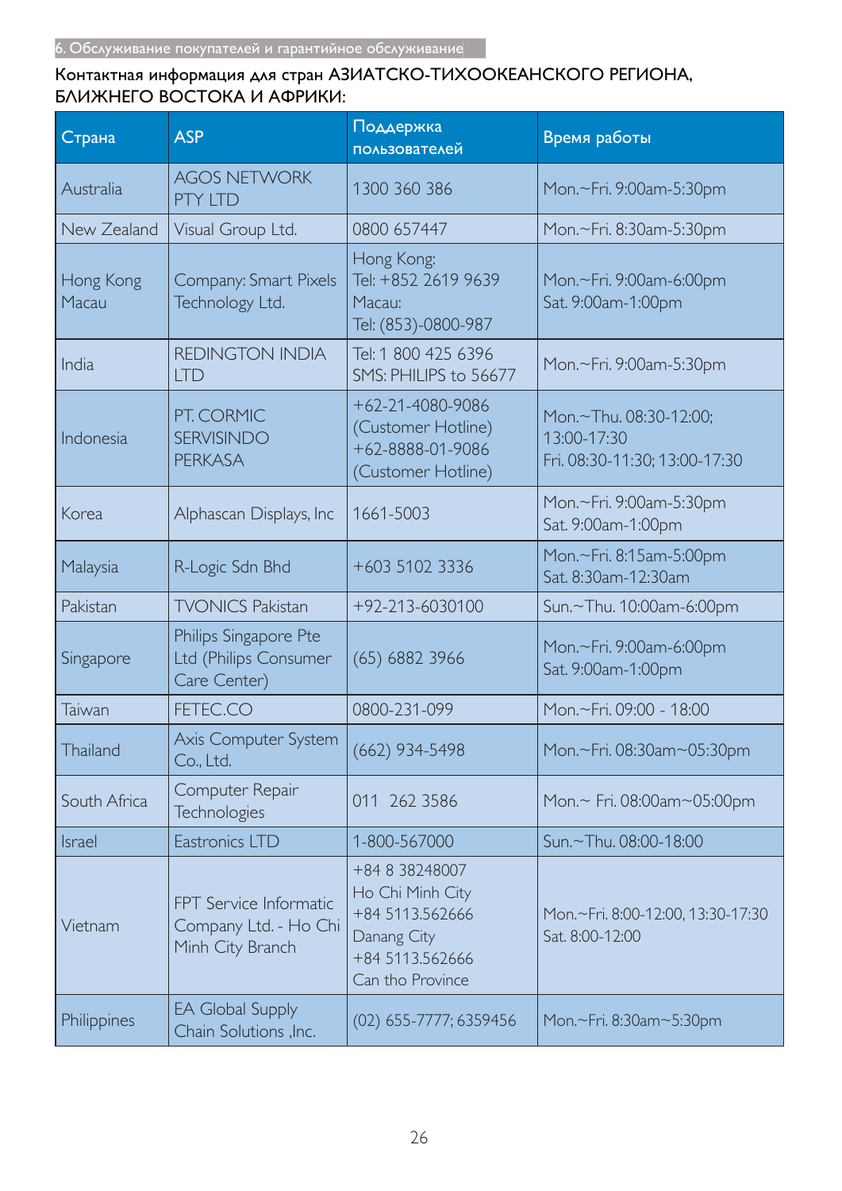Контактная информация для стран АЗИАТСКО-ТИХООКЕАНСКОГО РЕГИОНА, БЛИЖНЕГО ВОСТОКА И АФРИКИ:

| Страна | ASP | Поддержка пользователей | Время работы |
|---|---|---|---|
| Australia | AGOS NETWORK PTY LTD | 1300 360 386 | Mon.~Fri. 9:00am-5:30pm |
| New Zealand | Visual Group Ltd. | 0800 657447 | Mon.~Fri. 8:30am-5:30pm |
| Hong Kong Macau | Company: Smart Pixels Technology Ltd. | Hong Kong: Tel: +852 2619 9639 Macau: Tel: (853)-0800-987 | Mon.~Fri. 9:00am-6:00pm Sat. 9:00am-1:00pm |
| India | REDINGTON INDIA LTD | Tel: 1 800 425 6396 SMS: PHILIPS to 56677 | Mon.~Fri. 9:00am-5:30pm |
| Indonesia | PT. CORMIC SERVISINDO PERKASA | +62-21-4080-9086 (Customer Hotline) +62-8888-01-9086 (Customer Hotline) | Mon.~Thu. 08:30-12:00; 13:00-17:30 Fri. 08:30-11:30; 13:00-17:30 |
| Korea | Alphascan Displays, Inc | 1661-5003 | Mon.~Fri. 9:00am-5:30pm Sat. 9:00am-1:00pm |
| Malaysia | R-Logic Sdn Bhd | +603 5102 3336 | Mon.~Fri. 8:15am-5:00pm Sat. 8:30am-12:30am |
| Pakistan | TVONICS Pakistan | +92-213-6030100 | Sun.~Thu. 10:00am-6:00pm |
| Singapore | Philips Singapore Pte Ltd (Philips Consumer Care Center) | (65) 6882 3966 | Mon.~Fri. 9:00am-6:00pm Sat. 9:00am-1:00pm |
| Taiwan | FETEC.CO | 0800-231-099 | Mon.~Fri. 09:00 - 18:00 |
| Thailand | Axis Computer System Co., Ltd. | (662) 934-5498 | Mon.~Fri. 08:30am~05:30pm |
| South Africa | Computer Repair Technologies | 011 262 3586 | Mon.~ Fri. 08:00am~05:00pm |
| Israel | Eastronics LTD | 1-800-567000 | Sun.~Thu. 08:00-18:00 |
| Vietnam | FPT Service Informatic Company Ltd. - Ho Chi Minh City Branch | +84 8 38248007 Ho Chi Minh City +84 5113.562666 Danang City +84 5113.562666 Can tho Province | Mon.~Fri. 8:00-12:00, 13:30-17:30 Sat. 8:00-12:00 |
| Philippines | EA Global Supply Chain Solutions ,Inc. | (02) 655-7777; 6359456 | Mon.~Fri. 8:30am~5:30pm |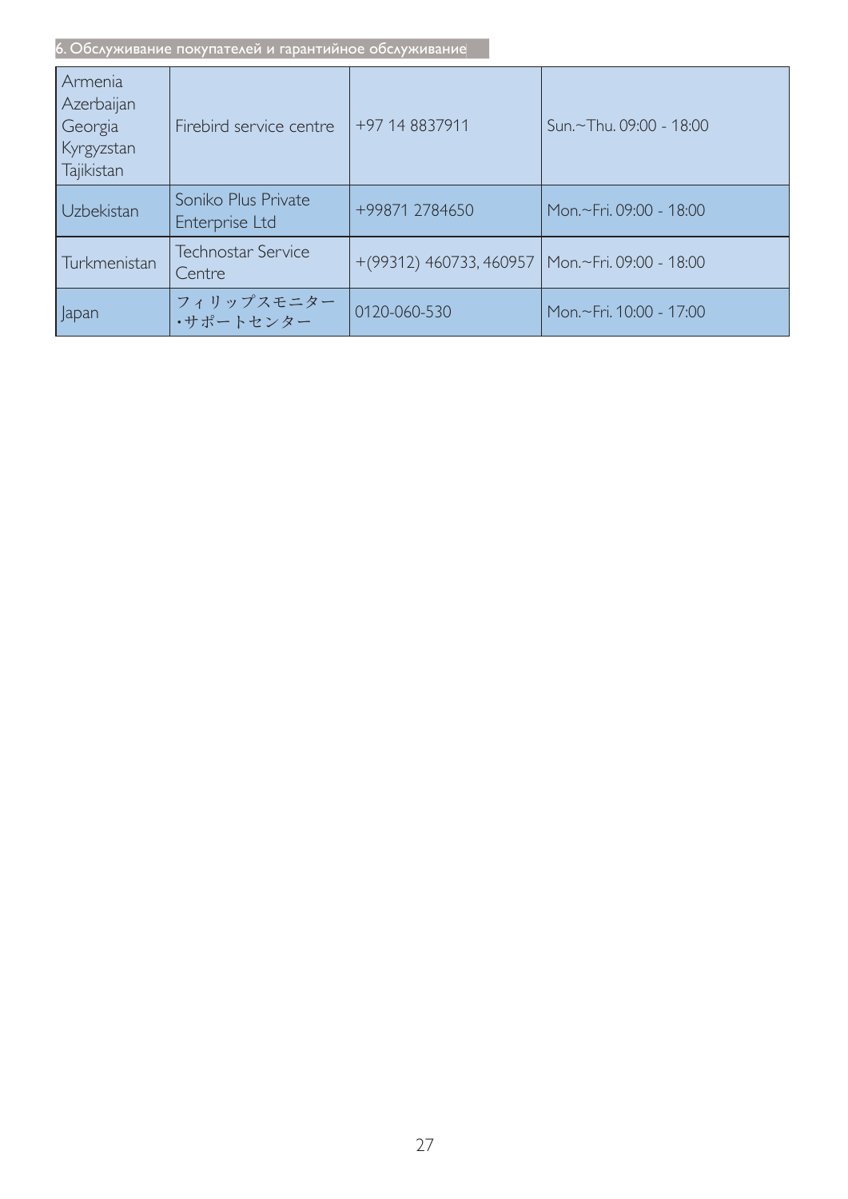| Armenia<br>Azerbaijan<br>Georgia<br>Kyrgyzstan<br>Tajikistan | Firebird service centre | +97 14 8837911 | Sun.~Thu. 09:00 - 18:00 |
|---|---|---|---|
| Uzbekistan | Soniko Plus Private Enterprise Ltd | +99871 2784650 | Mon.~Fri. 09:00 - 18:00 |
| Turkmenistan | Technostar Service Centre | +(99312) 460733, 460957 | Mon.~Fri. 09:00 - 18:00 |
| Japan | フィリップスモニター・サポートセンター | 0120-060-530 | Mon.~Fri. 10:00 - 17:00 |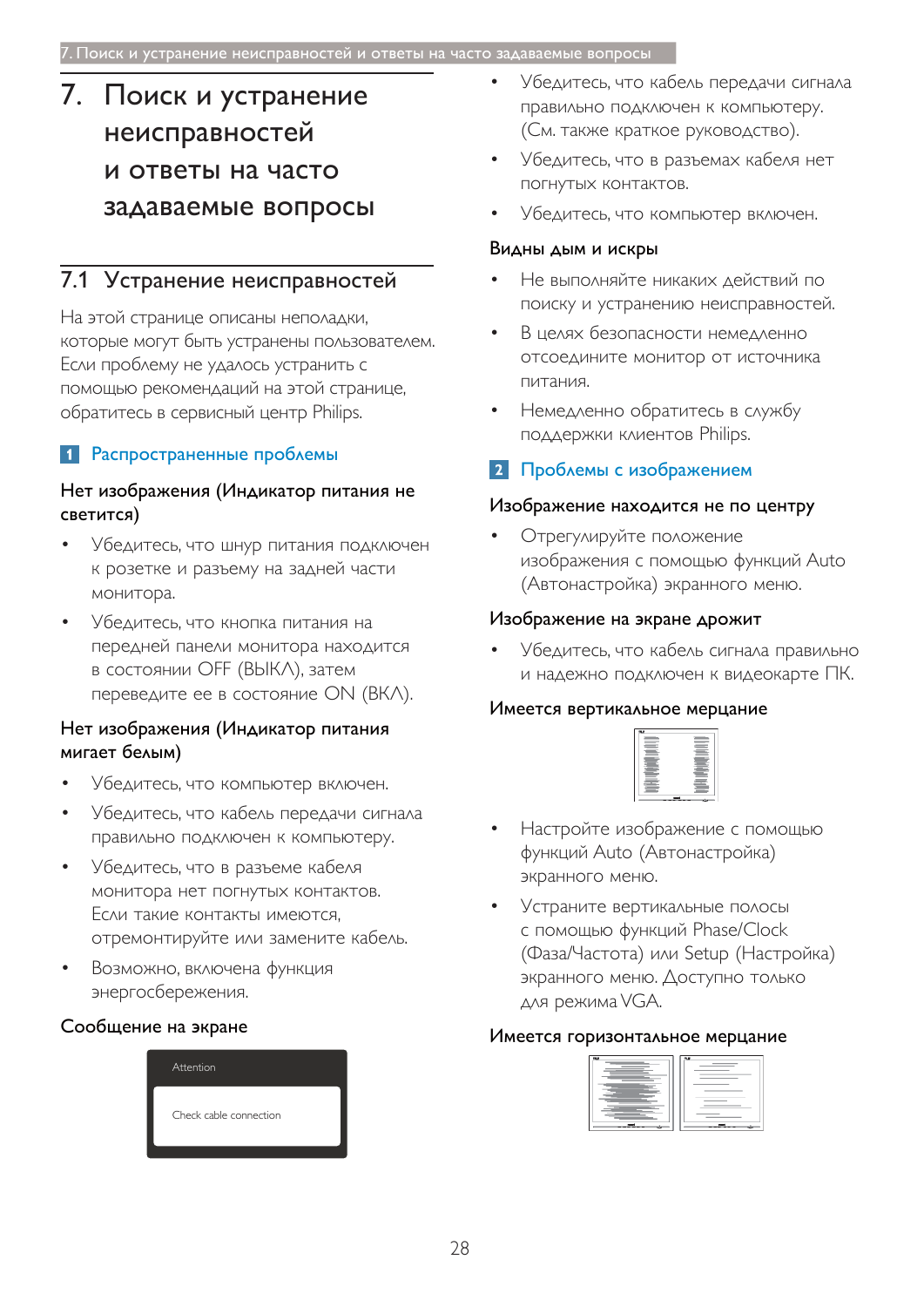# 7. Поиск и устранение неисправностей и ответы на часто задаваемые вопросы

## 7.1 Устранение неисправностей

На этой странице описаны неполадки, которые могут быть устранены пользователем. Если проблему не удалось устранить с помощью рекомендаций на этой странице, обратитесь в сервисный центр Philips.

### 1 Распространенные проблемы

**Нет изображения (Индикатор питания не светится)**

- Убедитесь, что шнур питания подключен к розетке и разъему на задней части монитора.
- Убедитесь, что кнопка питания на передней панели монитора находится в состоянии OFF (ВЫКЛ), затем переведите ее в состояние ON (ВКЛ).

**Нет изображения (Индикатор питания мигает белым)**

- Убедитесь, что компьютер включен.
- Убедитесь, что кабель передачи сигнала правильно подключен к компьютеру.
- Убедитесь, что в разъеме кабеля монитора нет погнутых контактов. Если такие контакты имеются, отремонтируйте или замените кабель.
- Возможно, включена функция энергосбережения.

**Сообщение на экране**

Attention

Check cable connection

- Убедитесь, что кабель передачи сигнала правильно подключен к компьютеру. (См. также краткое руководство).
- Убедитесь, что в разъемах кабеля нет погнутых контактов.
- Убедитесь, что компьютер включен.

**Видны дым и искры**

- Не выполняйте никаких действий по поиску и устранению неисправностей.
- В целях безопасности немедленно отсоедините монитор от источника питания.
- Немедленно обратитесь в службу поддержки клиентов Philips.

### 2 Проблемы с изображением

**Изображение находится не по центру**

- Отрегулируйте положение изображения с помощью функций Auto (Автонастройка) экранного меню.

**Изображение на экране дрожит**

- Убедитесь, что кабель сигнала правильно и надежно подключен к видеокарте ПК.

**Имеется вертикальное мерцание**

- Настройте изображение с помощью функций Auto (Автонастройка) экранного меню.
- Устраните вертикальные полосы с помощью функций Phase/Clock (Фаза/Частота) или Setup (Настройка) экранного меню. Доступно только для режима VGA.

**Имеется горизонтальное мерцание**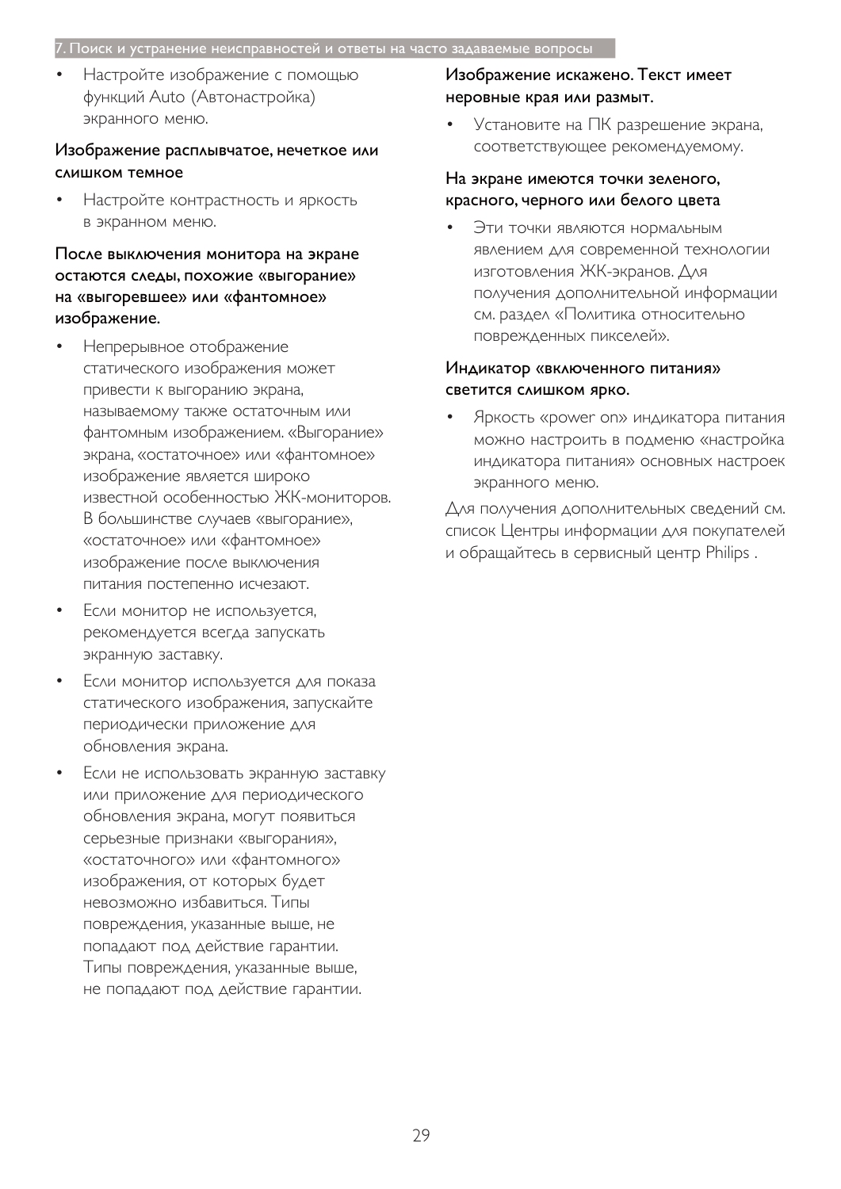- Настройте изображение с помощью функций Auto (Автонастройка) экранного меню.

### Изображение расплывчатое, нечеткое или слишком темное

- Настройте контрастность и яркость в экранном меню.

### После выключения монитора на экране остаются следы, похожие «выгорание» на «выгоревшее» или «фантомное» изображение.

- Непрерывное отображение статического изображения может привести к выгоранию экрана, называемому также остаточным или фантомным изображением. «Выгорание» экрана, «остаточное» или «фантомное» изображение является широко известной особенностью ЖК-мониторов. В большинстве случаев «выгорание», «остаточное» или «фантомное» изображение после выключения питания постепенно исчезают.
- Если монитор не используется, рекомендуется всегда запускать экранную заставку.
- Если монитор используется для показа статического изображения, запускайте периодически приложение для обновления экрана.
- Если не использовать экранную заставку или приложение для периодического обновления экрана, могут появиться серьезные признаки «выгорания», «остаточного» или «фантомного» изображения, от которых будет невозможно избавиться. Типы повреждения, указанные выше, не попадают под действие гарантии. Типы повреждения, указанные выше, не попадают под действие гарантии.

### Изображение искажено. Текст имеет неровные края или размыт.

- Установите на ПК разрешение экрана, соответствующее рекомендуемому.

### На экране имеются точки зеленого, красного, черного или белого цвета

- Эти точки являются нормальным явлением для современной технологии изготовления ЖК-экранов. Для получения дополнительной информации см. раздел «Политика относительно поврежденных пикселей».

### Индикатор «включенного питания» светится слишком ярко.

- Яркость «power on» индикатора питания можно настроить в подменю «настройка индикатора питания» основных настроек экранного меню.

Для получения дополнительных сведений см. список Центры информации для покупателей и обращайтесь в сервисный центр Philips .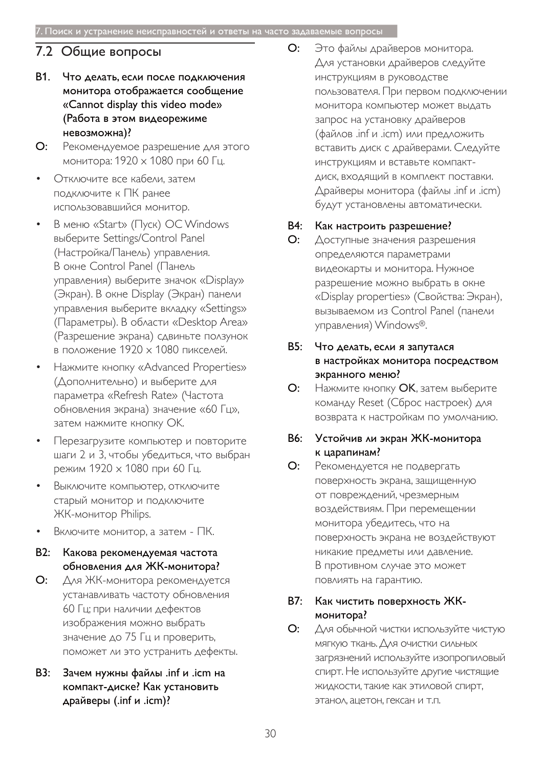## 7.2 Общие вопросы

**В1. Что делать, если после подключения монитора отображается сообщение «Cannot display this video mode» (Работа в этом видеорежиме невозможна)?**

**О:** Рекомендуемое разрешение для этого монитора: 1920 x 1080 при 60 Гц.

- Отключите все кабели, затем подключите к ПК ранее использовавшийся монитор.
- В меню «Start» (Пуск) ОС Windows выберите Settings/Control Panel (Настройка/Панель) управления. В окне Control Panel (Панель управления) выберите значок «Display» (Экран). В окне Display (Экран) панели управления выберите вкладку «Settings» (Параметры). В области «Desktop Area» (Разрешение экрана) сдвиньте ползунок в положение 1920 x 1080 пикселей.
- Нажмите кнопку «Advanced Properties» (Дополнительно) и выберите для параметра «Refresh Rate» (Частота обновления экрана) значение «60 Гц», затем нажмите кнопку OK.
- Перезагрузите компьютер и повторите шаги 2 и 3, чтобы убедиться, что выбран режим 1920 x 1080 при 60 Гц.
- Выключите компьютер, отключите старый монитор и подключите ЖК-монитор Philips.
- Включите монитор, а затем - ПК.

**В2: Какова рекомендуемая частота обновления для ЖК-монитора?**

**О:** Для ЖК-монитора рекомендуется устанавливать частоту обновления 60 Гц; при наличии дефектов изображения можно выбрать значение до 75 Гц и проверить, поможет ли это устранить дефекты.

**В3: Зачем нужны файлы .inf и .icm на компакт-диске? Как установить драйверы (.inf и .icm)?**

**О:** Это файлы драйверов монитора. Для установки драйверов следуйте инструкциям в руководстве пользователя. При первом подключении монитора компьютер может выдать запрос на установку драйверов (файлов .inf и .icm) или предложить вставить диск с драйверами. Следуйте инструкциям и вставьте компакт-диск, входящий в комплект поставки. Драйверы монитора (файлы .inf и .icm) будут установлены автоматически.

**В4: Как настроить разрешение?**

**О:** Доступные значения разрешения определяются параметрами видеокарты и монитора. Нужное разрешение можно выбрать в окне «Display properties» (Свойства: Экран), вызываемом из Control Panel (панели управления) Windows®.

**В5: Что делать, если я запутался в настройках монитора посредством экранного меню?**

**О:** Нажмите кнопку **OK**, затем выберите команду Reset (Сброс настроек) для возврата к настройкам по умолчанию.

**В6: Устойчив ли экран ЖК-монитора к царапинам?**

**О:** Рекомендуется не подвергать поверхность экрана, защищенную от повреждений, чрезмерным воздействиям. При перемещении монитора убедитесь, что на поверхность экрана не воздействуют никакие предметы или давление. В противном случае это может повлиять на гарантию.

**В7: Как чистить поверхность ЖК-монитора?**

**О:** Для обычной чистки используйте чистую мягкую ткань. Для очистки сильных загрязнений используйте изопропиловый спирт. Не используйте другие чистящие жидкости, такие как этиловой спирт, этанол, ацетон, гексан и т.п.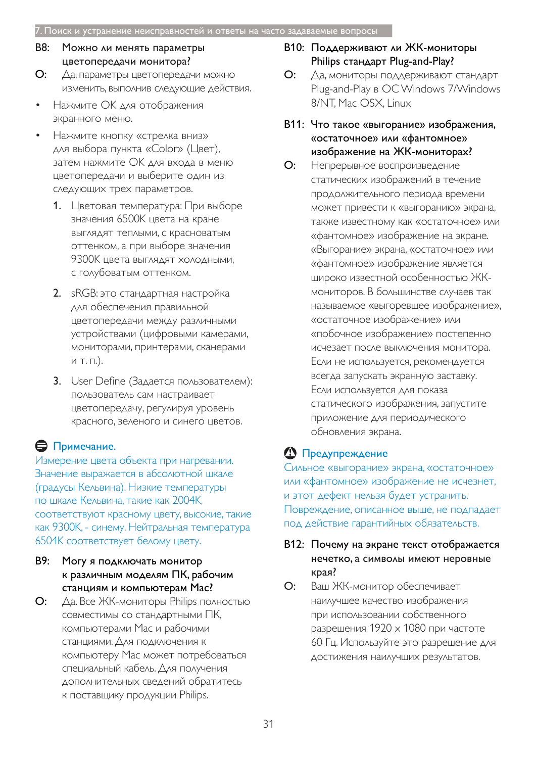**В8: Можно ли менять параметры цветопередачи монитора?**

О: Да, параметры цветопередачи можно изменить, выполнив следующие действия.

- Нажмите OK для отображения экранного меню.
- Нажмите кнопку «стрелка вниз» для выбора пункта «Color» (Цвет), затем нажмите OK для входа в меню цветопередачи и выберите один из следующих трех параметров.

1. Цветовая температура: При выборе значения 6500K цвета на кране выглядят теплыми, с красноватым оттенком, а при выборе значения 9300K цвета выглядят холодными, с голубоватым оттенком.

2. sRGB: это стандартная настройка для обеспечения правильной цветопередачи между различными устройствами (цифровыми камерами, мониторами, принтерами, сканерами и т. п.).

3. User Define (Задается пользователем): пользователь сам настраивает цветопередачу, регулируя уровень красного, зеленого и синего цветов.

**Примечание.**

Измерение цвета объекта при нагревании. Значение выражается в абсолютной шкале (градусы Кельвина). Низкие температуры по шкале Кельвина, такие как 2004K, соответствуют красному цвету, высокие, такие как 9300K, - синему. Нейтральная температура 6504K соответствует белому цвету.

**В9: Могу я подключать монитор к различным моделям ПК, рабочим станциям и компьютерам Mac?**

О: Да. Все ЖК-мониторы Philips полностью совместимы со стандартными ПК, компьютерами Mac и рабочими станциями. Для подключения к компьютеру Mac может потребоваться специальный кабель. Для получения дополнительных сведений обратитесь к поставщику продукции Philips.

**В10: Поддерживают ли ЖК-мониторы Philips стандарт Plug-and-Play?**

О: Да, мониторы поддерживают стандарт Plug-and-Play в ОС Windows 7/Windows 8/NT, Mac OSX, Linux

**В11: Что такое «выгорание» изображения, «остаточное» или «фантомное» изображение на ЖК-мониторах?**

О: Непрерывное воспроизведение статических изображений в течение продолжительного периода времени может привести к «выгоранию» экрана, также известному как «остаточное» или «фантомное» изображение на экране. «Выгорание» экрана, «остаточное» или «фантомное» изображение является широко известной особенностью ЖК-мониторов. В большинстве случаев так называемое «выгоревшее изображение», «остаточное изображение» или «побочное изображение» постепенно исчезает после выключения монитора. Если не используется, рекомендуется всегда запускать экранную заставку. Если используется для показа статического изображения, запустите приложение для периодического обновления экрана.

**Предупреждение**

Сильное «выгорание» экрана, «остаточное» или «фантомное» изображение не исчезнет, и этот дефект нельзя будет устранить. Повреждение, описанное выше, не подпадает под действие гарантийных обязательств.

**В12: Почему на экране текст отображается нечетко, а символы имеют неровные края?**

О: Ваш ЖК-монитор обеспечивает наилучшее качество изображения при использовании собственного разрешения 1920 x 1080 при частоте 60 Гц. Используйте это разрешение для достижения наилучших результатов.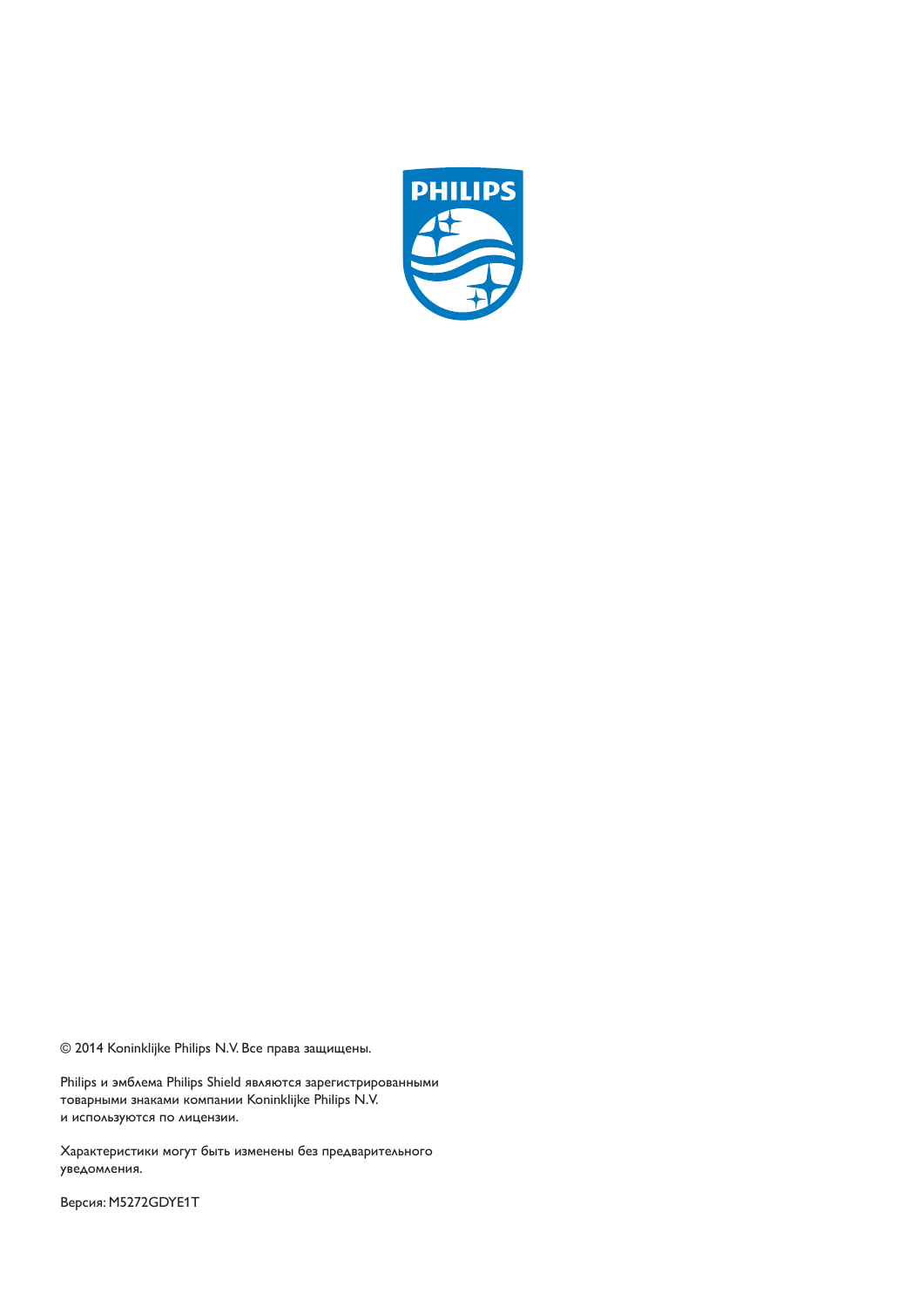© 2014 Koninklijke Philips N.V. Все права защищены.

Philips и эмблема Philips Shield являются зарегистрированными товарными знаками компании Koninklijke Philips N.V. и используются по лицензии.

Характеристики могут быть изменены без предварительного уведомления.

Версия: M5272GDYE1T